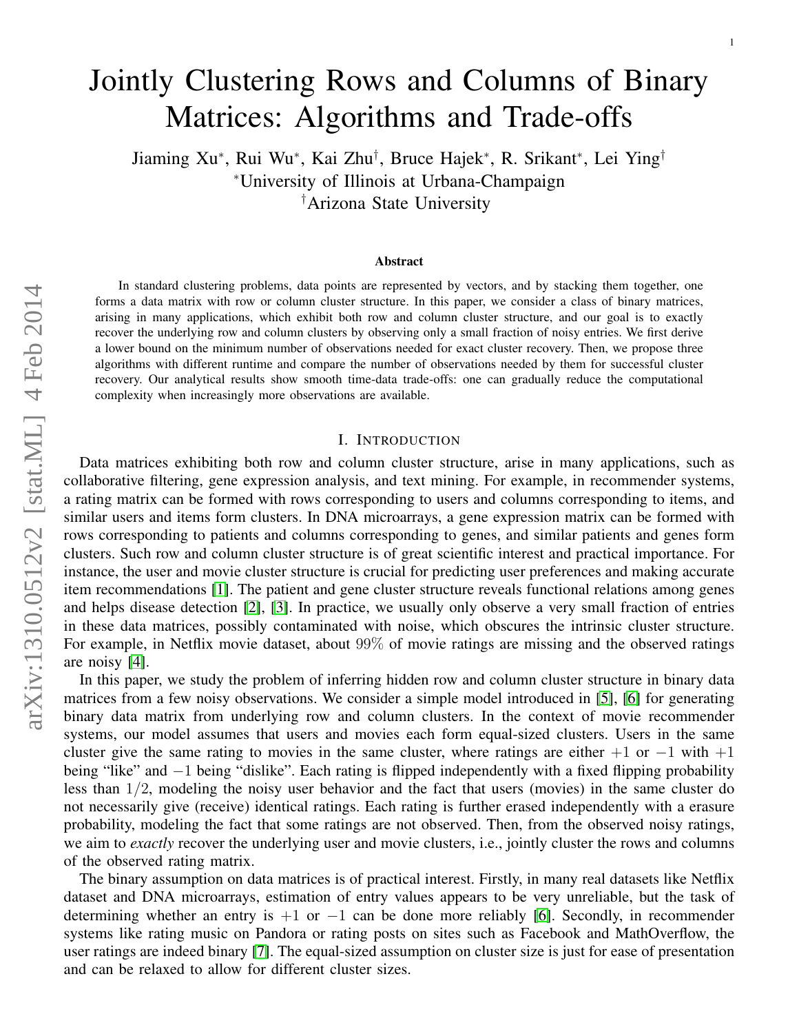# Jointly Clustering Rows and Columns of Binary Matrices: Algorithms and Trade-offs

Jiaming Xu[*], Rui Wu[*], Kai Zhu[†], Bruce Hajek[*], R. Srikant[*], Lei Ying[†]

[*]University of Illinois at Urbana-Champaign

[†]Arizona State University

### Abstract

In standard clustering problems, data points are represented by vectors, and by stacking them together, one forms a data matrix with row or column cluster structure. In this paper, we consider a class of binary matrices, arising in many applications, which exhibit both row and column cluster structure, and our goal is to exactly recover the underlying row and column clusters by observing only a small fraction of noisy entries. We first derive a lower bound on the minimum number of observations needed for exact cluster recovery. Then, we propose three algorithms with different runtime and compare the number of observations needed by them for successful cluster recovery. Our analytical results show smooth time-data trade-offs: one can gradually reduce the computational complexity when increasingly more observations are available.

## I. Introduction

Data matrices exhibiting both row and column cluster structure, arise in many applications, such as collaborative filtering, gene expression analysis, and text mining. For example, in recommender systems, a rating matrix can be formed with rows corresponding to users and columns corresponding to items, and similar users and items form clusters. In DNA microarrays, a gene expression matrix can be formed with rows corresponding to patients and columns corresponding to genes, and similar patients and genes form clusters. Such row and column cluster structure is of great scientific interest and practical importance. For instance, the user and movie cluster structure is crucial for predicting user preferences and making accurate item recommendations [1]. The patient and gene cluster structure reveals functional relations among genes and helps disease detection [2], [3]. In practice, we usually only observe a very small fraction of entries in these data matrices, possibly contaminated with noise, which obscures the intrinsic cluster structure. For example, in Netflix movie dataset, about $99\%$ of movie ratings are missing and the observed ratings are noisy [4].

In this paper, we study the problem of inferring hidden row and column cluster structure in binary data matrices from a few noisy observations. We consider a simple model introduced in [5], [6] for generating binary data matrix from underlying row and column clusters. In the context of movie recommender systems, our model assumes that users and movies each form equal-sized clusters. Users in the same cluster give the same rating to movies in the same cluster, where ratings are either $+1$ or $-1$ with $+1$ being "like" and $-1$ being "dislike". Each rating is flipped independently with a fixed flipping probability less than $1/2$, modeling the noisy user behavior and the fact that users (movies) in the same cluster do not necessarily give (receive) identical ratings. Each rating is further erased independently with a erasure probability, modeling the fact that some ratings are not observed. Then, from the observed noisy ratings, we aim to *exactly* recover the underlying user and movie clusters, i.e., jointly cluster the rows and columns of the observed rating matrix.

The binary assumption on data matrices is of practical interest. Firstly, in many real datasets like Netflix dataset and DNA microarrays, estimation of entry values appears to be very unreliable, but the task of determining whether an entry is $+1$ or $-1$ can be done more reliably [6]. Secondly, in recommender systems like rating music on Pandora or rating posts on sites such as Facebook and MathOverflow, the user ratings are indeed binary [7]. The equal-sized assumption on cluster size is just for ease of presentation and can be relaxed to allow for different cluster sizes.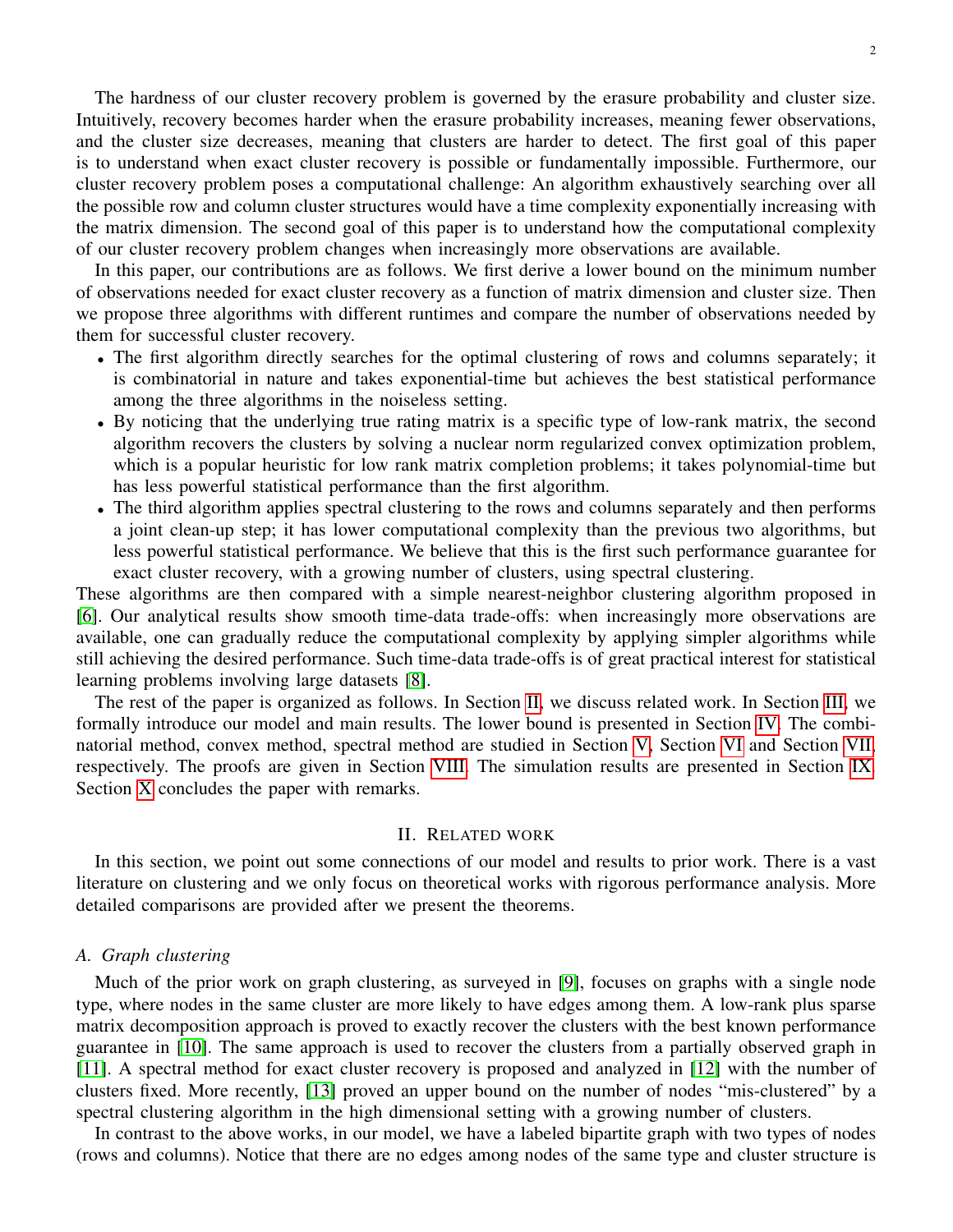The hardness of our cluster recovery problem is governed by the erasure probability and cluster size. Intuitively, recovery becomes harder when the erasure probability increases, meaning fewer observations, and the cluster size decreases, meaning that clusters are harder to detect. The first goal of this paper is to understand when exact cluster recovery is possible or fundamentally impossible. Furthermore, our cluster recovery problem poses a computational challenge: An algorithm exhaustively searching over all the possible row and column cluster structures would have a time complexity exponentially increasing with the matrix dimension. The second goal of this paper is to understand how the computational complexity of our cluster recovery problem changes when increasingly more observations are available.

In this paper, our contributions are as follows. We first derive a lower bound on the minimum number of observations needed for exact cluster recovery as a function of matrix dimension and cluster size. Then we propose three algorithms with different runtimes and compare the number of observations needed by them for successful cluster recovery.

- The first algorithm directly searches for the optimal clustering of rows and columns separately; it is combinatorial in nature and takes exponential-time but achieves the best statistical performance among the three algorithms in the noiseless setting.
- By noticing that the underlying true rating matrix is a specific type of low-rank matrix, the second algorithm recovers the clusters by solving a nuclear norm regularized convex optimization problem, which is a popular heuristic for low rank matrix completion problems; it takes polynomial-time but has less powerful statistical performance than the first algorithm.
- The third algorithm applies spectral clustering to the rows and columns separately and then performs a joint clean-up step; it has lower computational complexity than the previous two algorithms, but less powerful statistical performance. We believe that this is the first such performance guarantee for exact cluster recovery, with a growing number of clusters, using spectral clustering.

These algorithms are then compared with a simple nearest-neighbor clustering algorithm proposed in [6]. Our analytical results show smooth time-data trade-offs: when increasingly more observations are available, one can gradually reduce the computational complexity by applying simpler algorithms while still achieving the desired performance. Such time-data trade-offs is of great practical interest for statistical learning problems involving large datasets [8].

The rest of the paper is organized as follows. In Section II, we discuss related work. In Section III, we formally introduce our model and main results. The lower bound is presented in Section IV. The combinatorial method, convex method, spectral method are studied in Section V, Section VI and Section VII, respectively. The proofs are given in Section VIII. The simulation results are presented in Section IX. Section X concludes the paper with remarks.

## II. Related work

In this section, we point out some connections of our model and results to prior work. There is a vast literature on clustering and we only focus on theoretical works with rigorous performance analysis. More detailed comparisons are provided after we present the theorems.

### A. Graph clustering

Much of the prior work on graph clustering, as surveyed in [9], focuses on graphs with a single node type, where nodes in the same cluster are more likely to have edges among them. A low-rank plus sparse matrix decomposition approach is proved to exactly recover the clusters with the best known performance guarantee in [10]. The same approach is used to recover the clusters from a partially observed graph in [11]. A spectral method for exact cluster recovery is proposed and analyzed in [12] with the number of clusters fixed. More recently, [13] proved an upper bound on the number of nodes "mis-clustered" by a spectral clustering algorithm in the high dimensional setting with a growing number of clusters.

In contrast to the above works, in our model, we have a labeled bipartite graph with two types of nodes (rows and columns). Notice that there are no edges among nodes of the same type and cluster structure is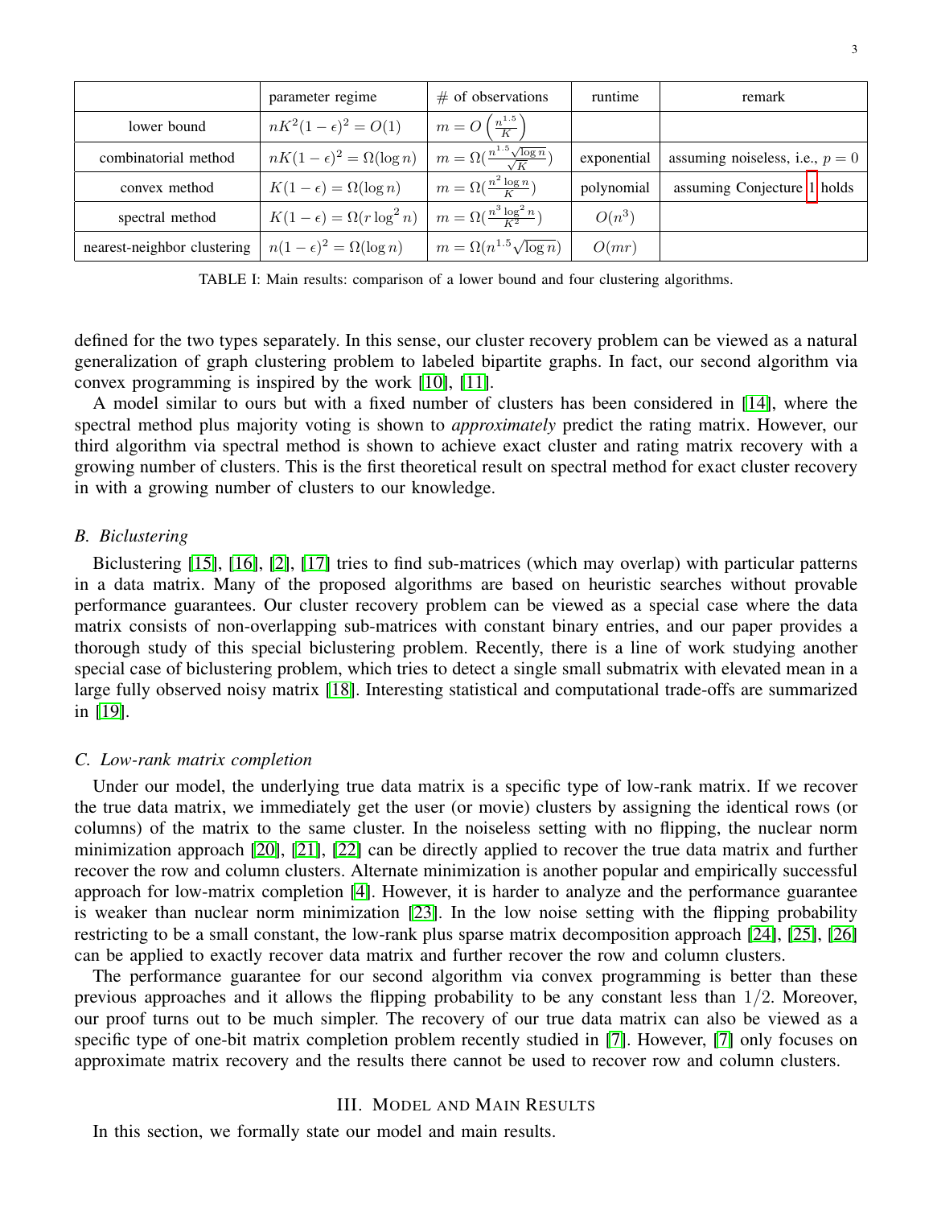| | parameter regime | # of observations | runtime | remark |
|---|---|---|---|---|
| lower bound | $nK^2(1-\epsilon)^2 = O(1)$ | $m = O\left(\frac{n^{1.5}}{K}\right)$ | | |
| combinatorial method | $nK(1-\epsilon)^2 = \Omega(\log n)$ | $m = \Omega(\frac{n^{1.5}\sqrt{\log n}}{\sqrt{K}})$ | exponential | assuming noiseless, i.e., $p = 0$ |
| convex method | $K(1-\epsilon) = \Omega(\log n)$ | $m = \Omega(\frac{n^2 \log n}{K})$ | polynomial | assuming Conjecture 1 holds |
| spectral method | $K(1-\epsilon) = \Omega(r \log^2 n)$ | $m = \Omega(\frac{n^3 \log^2 n}{K^2})$ | $O(n^3)$ | |
| nearest-neighbor clustering | $n(1-\epsilon)^2 = \Omega(\log n)$ | $m = \Omega(n^{1.5}\sqrt{\log n})$ | $O(mr)$ | |

TABLE I: Main results: comparison of a lower bound and four clustering algorithms.

defined for the two types separately. In this sense, our cluster recovery problem can be viewed as a natural generalization of graph clustering problem to labeled bipartite graphs. In fact, our second algorithm via convex programming is inspired by the work [10], [11].

A model similar to ours but with a fixed number of clusters has been considered in [14], where the spectral method plus majority voting is shown to *approximately* predict the rating matrix. However, our third algorithm via spectral method is shown to achieve exact cluster and rating matrix recovery with a growing number of clusters. This is the first theoretical result on spectral method for exact cluster recovery in with a growing number of clusters to our knowledge.

### B. Biclustering

Biclustering [15], [16], [2], [17] tries to find sub-matrices (which may overlap) with particular patterns in a data matrix. Many of the proposed algorithms are based on heuristic searches without provable performance guarantees. Our cluster recovery problem can be viewed as a special case where the data matrix consists of non-overlapping sub-matrices with constant binary entries, and our paper provides a thorough study of this special biclustering problem. Recently, there is a line of work studying another special case of biclustering problem, which tries to detect a single small submatrix with elevated mean in a large fully observed noisy matrix [18]. Interesting statistical and computational trade-offs are summarized in [19].

### C. Low-rank matrix completion

Under our model, the underlying true data matrix is a specific type of low-rank matrix. If we recover the true data matrix, we immediately get the user (or movie) clusters by assigning the identical rows (or columns) of the matrix to the same cluster. In the noiseless setting with no flipping, the nuclear norm minimization approach [20], [21], [22] can be directly applied to recover the true data matrix and further recover the row and column clusters. Alternate minimization is another popular and empirically successful approach for low-matrix completion [4]. However, it is harder to analyze and the performance guarantee is weaker than nuclear norm minimization [23]. In the low noise setting with the flipping probability restricting to be a small constant, the low-rank plus sparse matrix decomposition approach [24], [25], [26] can be applied to exactly recover data matrix and further recover the row and column clusters.

The performance guarantee for our second algorithm via convex programming is better than these previous approaches and it allows the flipping probability to be any constant less than $1/2$. Moreover, our proof turns out to be much simpler. The recovery of our true data matrix can also be viewed as a specific type of one-bit matrix completion problem recently studied in [7]. However, [7] only focuses on approximate matrix recovery and the results there cannot be used to recover row and column clusters.

## III. Model and Main Results

In this section, we formally state our model and main results.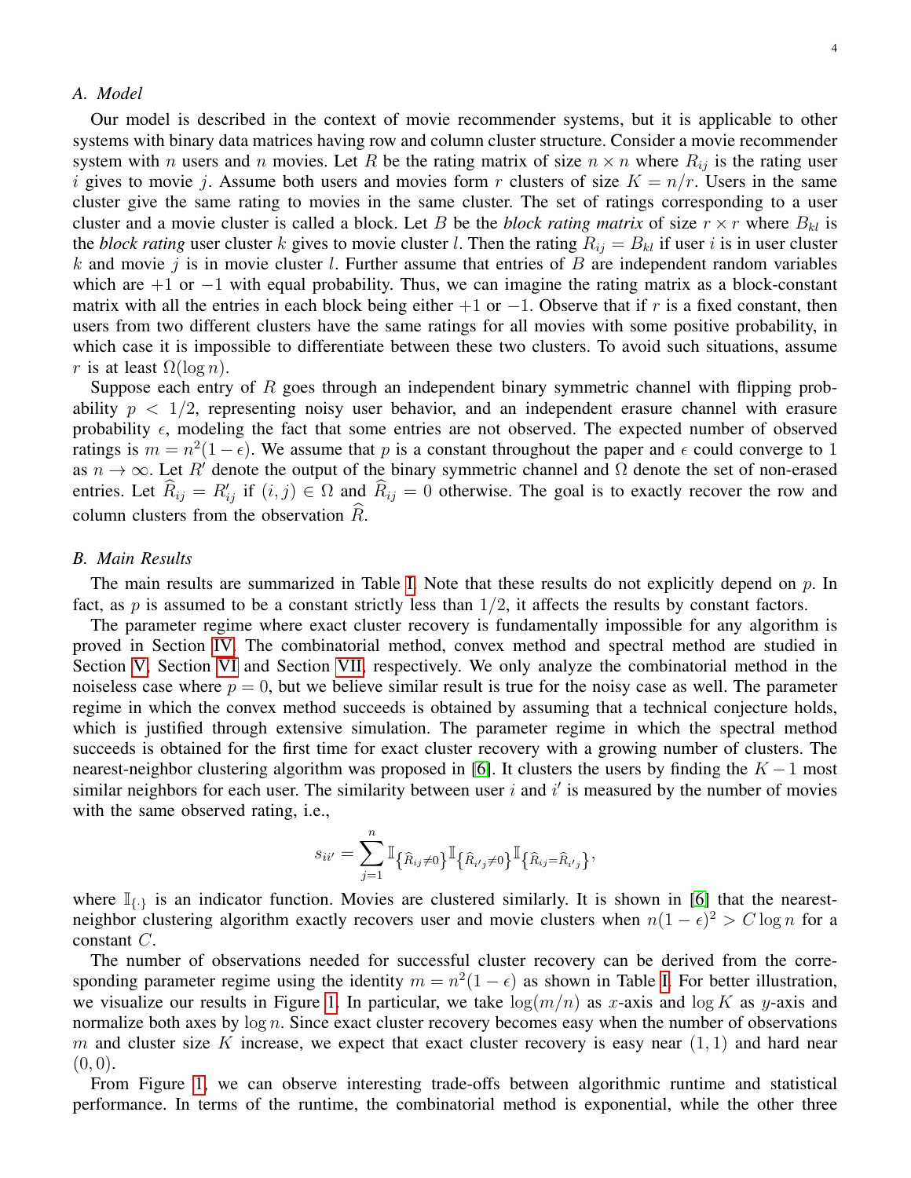### A. Model

Our model is described in the context of movie recommender systems, but it is applicable to other systems with binary data matrices having row and column cluster structure. Consider a movie recommender system with $n$ users and $n$ movies. Let $R$ be the rating matrix of size $n \times n$ where $R_{ij}$ is the rating user $i$ gives to movie $j$. Assume both users and movies form $r$ clusters of size $K = n/r$. Users in the same cluster give the same rating to movies in the same cluster. The set of ratings corresponding to a user cluster and a movie cluster is called a block. Let $B$ be the *block rating matrix* of size $r \times r$ where $B_{kl}$ is the *block rating* user cluster $k$ gives to movie cluster $l$. Then the rating $R_{ij} = B_{kl}$ if user $i$ is in user cluster $k$ and movie $j$ is in movie cluster $l$. Further assume that entries of $B$ are independent random variables which are $+1$ or $-1$ with equal probability. Thus, we can imagine the rating matrix as a block-constant matrix with all the entries in each block being either $+1$ or $-1$. Observe that if $r$ is a fixed constant, then users from two different clusters have the same ratings for all movies with some positive probability, in which case it is impossible to differentiate between these two clusters. To avoid such situations, assume $r$ is at least $\Omega(\log n)$.

Suppose each entry of $R$ goes through an independent binary symmetric channel with flipping probability $p < 1/2$, representing noisy user behavior, and an independent erasure channel with erasure probability $\epsilon$, modeling the fact that some entries are not observed. The expected number of observed ratings is $m = n^2(1 - \epsilon)$. We assume that $p$ is a constant throughout the paper and $\epsilon$ could converge to 1 as $n \to \infty$. Let $R'$ denote the output of the binary symmetric channel and $\Omega$ denote the set of non-erased entries. Let $\widehat{R}_{ij} = R'_{ij}$ if $(i, j) \in \Omega$ and $\widehat{R}_{ij} = 0$ otherwise. The goal is to exactly recover the row and column clusters from the observation $\widehat{R}$.

### B. Main Results

The main results are summarized in Table I. Note that these results do not explicitly depend on $p$. In fact, as $p$ is assumed to be a constant strictly less than $1/2$, it affects the results by constant factors.

The parameter regime where exact cluster recovery is fundamentally impossible for any algorithm is proved in Section IV. The combinatorial method, convex method and spectral method are studied in Section V, Section VI and Section VII, respectively. We only analyze the combinatorial method in the noiseless case where $p = 0$, but we believe similar result is true for the noisy case as well. The parameter regime in which the convex method succeeds is obtained by assuming that a technical conjecture holds, which is justified through extensive simulation. The parameter regime in which the spectral method succeeds is obtained for the first time for exact cluster recovery with a growing number of clusters. The nearest-neighbor clustering algorithm was proposed in [6]. It clusters the users by finding the $K - 1$ most similar neighbors for each user. The similarity between user $i$ and $i'$ is measured by the number of movies with the same observed rating, i.e.,

$$s_{ii'} = \sum_{j=1}^{n} \mathbb{I}_{\{\widehat{R}_{ij} \neq 0\}} \mathbb{I}_{\{\widehat{R}_{i'j} \neq 0\}} \mathbb{I}_{\{\widehat{R}_{ij} = \widehat{R}_{i'j}\}},$$

where $\mathbb{I}_{\{\cdot\}}$ is an indicator function. Movies are clustered similarly. It is shown in [6] that the nearest-neighbor clustering algorithm exactly recovers user and movie clusters when $n(1 - \epsilon)^2 > C \log n$ for a constant $C$.

The number of observations needed for successful cluster recovery can be derived from the corresponding parameter regime using the identity $m = n^2(1 - \epsilon)$ as shown in Table I. For better illustration, we visualize our results in Figure 1. In particular, we take $\log(m/n)$ as $x$-axis and $\log K$ as $y$-axis and normalize both axes by $\log n$. Since exact cluster recovery becomes easy when the number of observations $m$ and cluster size $K$ increase, we expect that exact cluster recovery is easy near $(1, 1)$ and hard near $(0, 0)$.

From Figure 1, we can observe interesting trade-offs between algorithmic runtime and statistical performance. In terms of the runtime, the combinatorial method is exponential, while the other three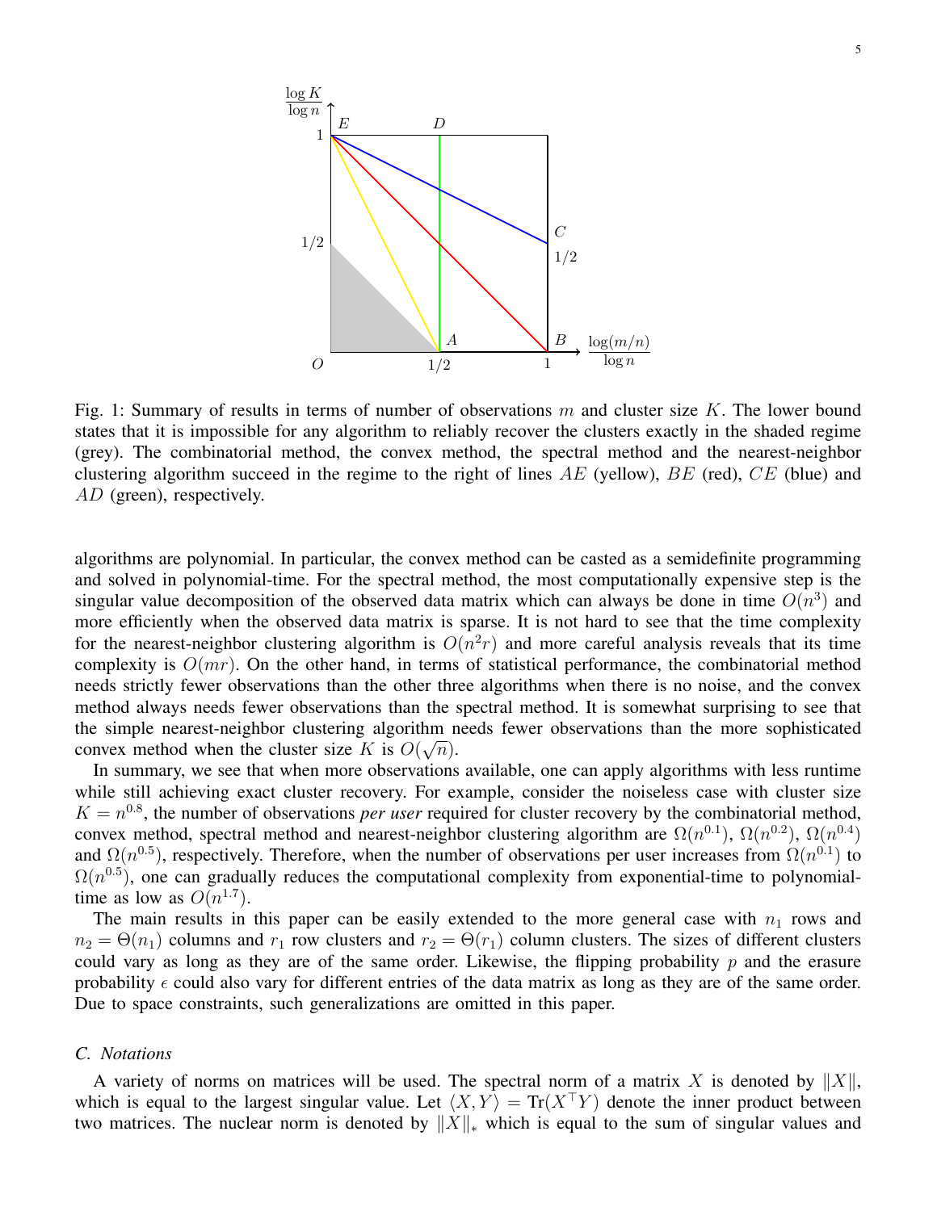Fig. 1: Summary of results in terms of number of observations $m$ and cluster size $K$. The lower bound states that it is impossible for any algorithm to reliably recover the clusters exactly in the shaded regime (grey). The combinatorial method, the convex method, the spectral method and the nearest-neighbor clustering algorithm succeed in the regime to the right of lines $AE$ (yellow), $BE$ (red), $CE$ (blue) and $AD$ (green), respectively.

algorithms are polynomial. In particular, the convex method can be casted as a semidefinite programming and solved in polynomial-time. For the spectral method, the most computationally expensive step is the singular value decomposition of the observed data matrix which can always be done in time $O(n^3)$ and more efficiently when the observed data matrix is sparse. It is not hard to see that the time complexity for the nearest-neighbor clustering algorithm is $O(n^2 r)$ and more careful analysis reveals that its time complexity is $O(mr)$. On the other hand, in terms of statistical performance, the combinatorial method needs strictly fewer observations than the other three algorithms when there is no noise, and the convex method always needs fewer observations than the spectral method. It is somewhat surprising to see that the simple nearest-neighbor clustering algorithm needs fewer observations than the more sophisticated convex method when the cluster size $K$ is $O(\sqrt{n})$.

In summary, we see that when more observations available, one can apply algorithms with less runtime while still achieving exact cluster recovery. For example, consider the noiseless case with cluster size $K = n^{0.8}$, the number of observations *per user* required for cluster recovery by the combinatorial method, convex method, spectral method and nearest-neighbor clustering algorithm are $\Omega(n^{0.1})$, $\Omega(n^{0.2})$, $\Omega(n^{0.4})$ and $\Omega(n^{0.5})$, respectively. Therefore, when the number of observations per user increases from $\Omega(n^{0.1})$ to $\Omega(n^{0.5})$, one can gradually reduces the computational complexity from exponential-time to polynomial-time as low as $O(n^{1.7})$.

The main results in this paper can be easily extended to the more general case with $n_1$ rows and $n_2 = \Theta(n_1)$ columns and $r_1$ row clusters and $r_2 = \Theta(r_1)$ column clusters. The sizes of different clusters could vary as long as they are of the same order. Likewise, the flipping probability $p$ and the erasure probability $\epsilon$ could also vary for different entries of the data matrix as long as they are of the same order. Due to space constraints, such generalizations are omitted in this paper.

### C. Notations

A variety of norms on matrices will be used. The spectral norm of a matrix $X$ is denoted by $\|X\|$, which is equal to the largest singular value. Let $\langle X, Y \rangle = \text{Tr}(X^\top Y)$ denote the inner product between two matrices. The nuclear norm is denoted by $\|X\|_*$ which is equal to the sum of singular values and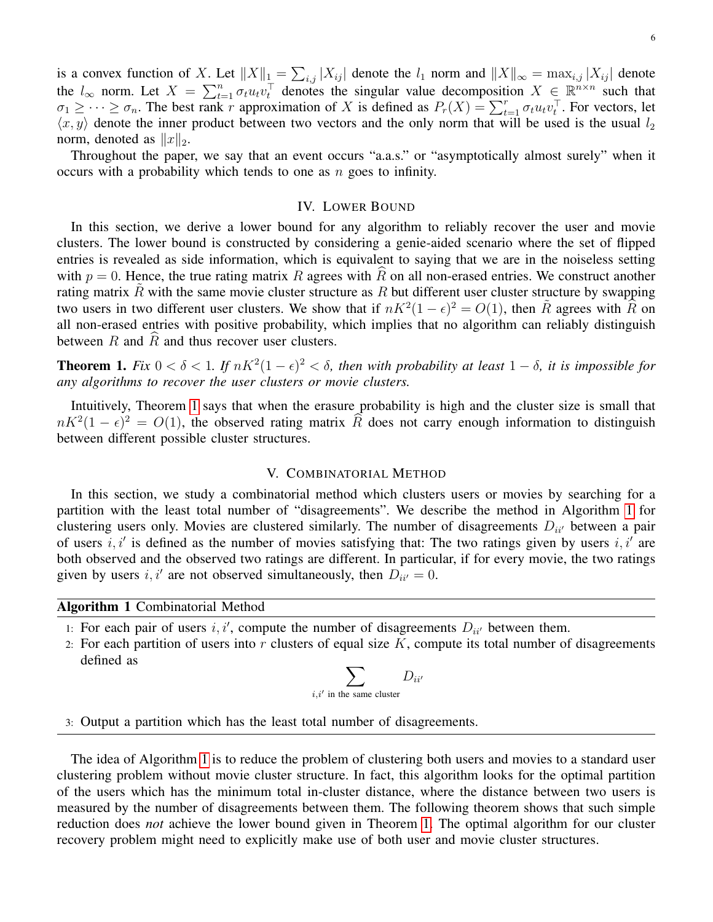is a convex function of $X$. Let $\|X\|_1 = \sum_{i,j} |X_{ij}|$ denote the $l_1$ norm and $\|X\|_\infty = \max_{i,j} |X_{ij}|$ denote the $l_\infty$ norm. Let $X = \sum_{t=1}^n \sigma_t u_t v_t^\top$ denotes the singular value decomposition $X \in \mathbb{R}^{n \times n}$ such that $\sigma_1 \geq \cdots \geq \sigma_n$. The best rank $r$ approximation of $X$ is defined as $P_r(X) = \sum_{t=1}^r \sigma_t u_t v_t^\top$. For vectors, let $\langle x, y \rangle$ denote the inner product between two vectors and the only norm that will be used is the usual $l_2$ norm, denoted as $\|x\|_2$.

Throughout the paper, we say that an event occurs "a.a.s." or "asymptotically almost surely" when it occurs with a probability which tends to one as $n$ goes to infinity.

## IV. Lower Bound

In this section, we derive a lower bound for any algorithm to reliably recover the user and movie clusters. The lower bound is constructed by considering a genie-aided scenario where the set of flipped entries is revealed as side information, which is equivalent to saying that we are in the noiseless setting with $p = 0$. Hence, the true rating matrix $R$ agrees with $\widehat{R}$ on all non-erased entries. We construct another rating matrix $\tilde{R}$ with the same movie cluster structure as $R$ but different user cluster structure by swapping two users in two different user clusters. We show that if $nK^2(1-\epsilon)^2 = O(1)$, then $\tilde{R}$ agrees with $\widehat{R}$ on all non-erased entries with positive probability, which implies that no algorithm can reliably distinguish between $R$ and $\widehat{R}$ and thus recover user clusters.

**Theorem 1.** *Fix $0 < \delta < 1$. If $nK^2(1-\epsilon)^2 < \delta$, then with probability at least $1 - \delta$, it is impossible for any algorithms to recover the user clusters or movie clusters.*

Intuitively, Theorem 1 says that when the erasure probability is high and the cluster size is small that $nK^2(1-\epsilon)^2 = O(1)$, the observed rating matrix $\widehat{R}$ does not carry enough information to distinguish between different possible cluster structures.

## V. Combinatorial Method

In this section, we study a combinatorial method which clusters users or movies by searching for a partition with the least total number of "disagreements". We describe the method in Algorithm 1 for clustering users only. Movies are clustered similarly. The number of disagreements $D_{ii'}$ between a pair of users $i, i'$ is defined as the number of movies satisfying that: The two ratings given by users $i, i'$ are both observed and the observed two ratings are different. In particular, if for every movie, the two ratings given by users $i, i'$ are not observed simultaneously, then $D_{ii'} = 0$.

**Algorithm 1** Combinatorial Method

1. For each pair of users $i, i'$, compute the number of disagreements $D_{ii'}$ between them.
2. For each partition of users into $r$ clusters of equal size $K$, compute its total number of disagreements defined as
$$\sum_{i,i' \text{ in the same cluster}} D_{ii'}$$
3. Output a partition which has the least total number of disagreements.

The idea of Algorithm 1 is to reduce the problem of clustering both users and movies to a standard user clustering problem without movie cluster structure. In fact, this algorithm looks for the optimal partition of the users which has the minimum total in-cluster distance, where the distance between two users is measured by the number of disagreements between them. The following theorem shows that such simple reduction does *not* achieve the lower bound given in Theorem 1. The optimal algorithm for our cluster recovery problem might need to explicitly make use of both user and movie cluster structures.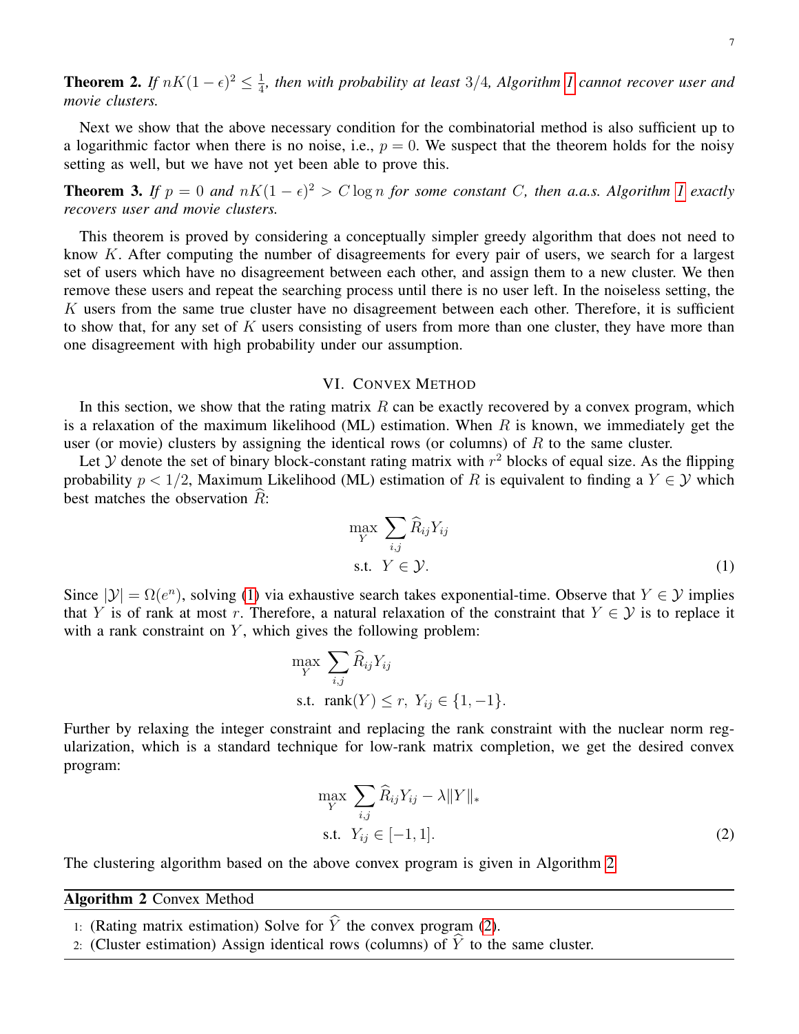**Theorem 2.** *If $nK(1-\epsilon)^2 \le \frac{1}{4}$, then with probability at least $3/4$, Algorithm 1 cannot recover user and movie clusters.*

Next we show that the above necessary condition for the combinatorial method is also sufficient up to a logarithmic factor when there is no noise, i.e., $p = 0$. We suspect that the theorem holds for the noisy setting as well, but we have not yet been able to prove this.

**Theorem 3.** *If $p = 0$ and $nK(1-\epsilon)^2 > C \log n$ for some constant $C$, then a.a.s. Algorithm 1 exactly recovers user and movie clusters.*

This theorem is proved by considering a conceptually simpler greedy algorithm that does not need to know $K$. After computing the number of disagreements for every pair of users, we search for a largest set of users which have no disagreement between each other, and assign them to a new cluster. We then remove these users and repeat the searching process until there is no user left. In the noiseless setting, the $K$ users from the same true cluster have no disagreement between each other. Therefore, it is sufficient to show that, for any set of $K$ users consisting of users from more than one cluster, they have more than one disagreement with high probability under our assumption.

## VI. Convex Method

In this section, we show that the rating matrix $R$ can be exactly recovered by a convex program, which is a relaxation of the maximum likelihood (ML) estimation. When $R$ is known, we immediately get the user (or movie) clusters by assigning the identical rows (or columns) of $R$ to the same cluster.

Let $\mathcal{Y}$ denote the set of binary block-constant rating matrix with $r^2$ blocks of equal size. As the flipping probability $p < 1/2$, Maximum Likelihood (ML) estimation of $R$ is equivalent to finding a $Y \in \mathcal{Y}$ which best matches the observation $\widehat{R}$:

$$\max_{Y} \sum_{i,j} \widehat{R}_{ij} Y_{ij} \quad \text{s.t.} \quad Y \in \mathcal{Y}. \tag{1}$$

Since $|\mathcal{Y}| = \Omega(e^n)$, solving (1) via exhaustive search takes exponential-time. Observe that $Y \in \mathcal{Y}$ implies that $Y$ is of rank at most $r$. Therefore, a natural relaxation of the constraint that $Y \in \mathcal{Y}$ is to replace it with a rank constraint on $Y$, which gives the following problem:

$$\max_{Y} \sum_{i,j} \widehat{R}_{ij} Y_{ij} \quad \text{s.t.} \quad \text{rank}(Y) \le r, \; Y_{ij} \in \{1, -1\}.$$

Further by relaxing the integer constraint and replacing the rank constraint with the nuclear norm regularization, which is a standard technique for low-rank matrix completion, we get the desired convex program:

$$\max_{Y} \sum_{i,j} \widehat{R}_{ij} Y_{ij} - \lambda \|Y\|_* \quad \text{s.t.} \quad Y_{ij} \in [-1, 1]. \tag{2}$$

The clustering algorithm based on the above convex program is given in Algorithm 2.

**Algorithm 2** Convex Method

1. (Rating matrix estimation) Solve for $\widehat{Y}$ the convex program (2).
2. (Cluster estimation) Assign identical rows (columns) of $\widehat{Y}$ to the same cluster.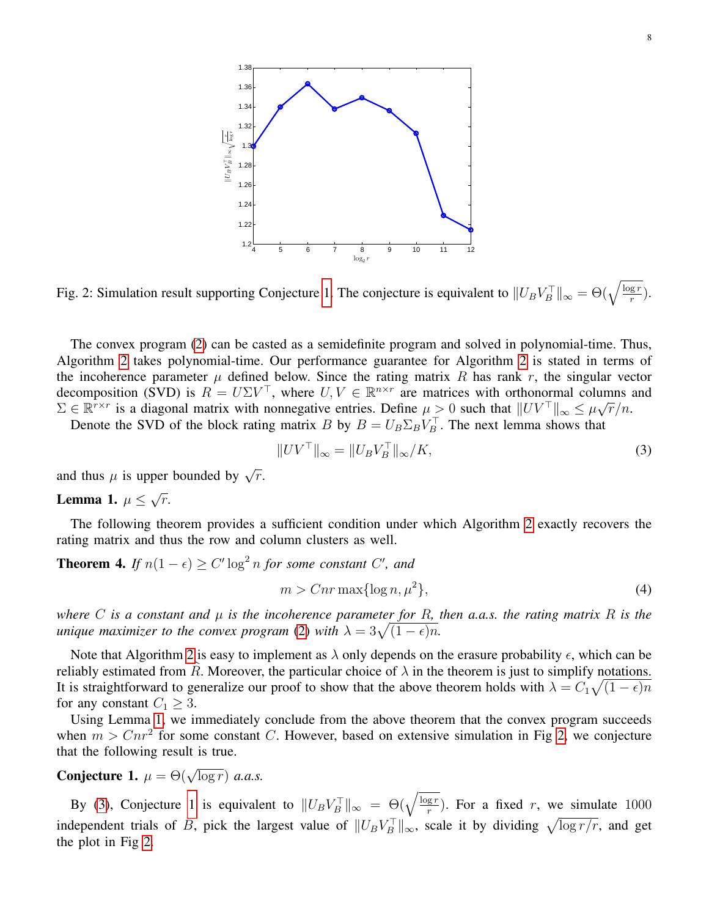Fig. 2: Simulation result supporting Conjecture 1. The conjecture is equivalent to $\|U_B V_B^\top\|_\infty = \Theta(\sqrt{\frac{\log r}{r}})$.

The convex program (2) can be casted as a semidefinite program and solved in polynomial-time. Thus, Algorithm 2 takes polynomial-time. Our performance guarantee for Algorithm 2 is stated in terms of the incoherence parameter $\mu$ defined below. Since the rating matrix $R$ has rank $r$, the singular vector decomposition (SVD) is $R = U\Sigma V^\top$, where $U, V \in \mathbb{R}^{n\times r}$ are matrices with orthonormal columns and $\Sigma \in \mathbb{R}^{r\times r}$ is a diagonal matrix with nonnegative entries. Define $\mu > 0$ such that $\|UV^\top\|_\infty \le \mu\sqrt{r}/n$.

Denote the SVD of the block rating matrix $B$ by $B = U_B \Sigma_B V_B^\top$. The next lemma shows that

$$\|UV^\top\|_\infty = \|U_B V_B^\top\|_\infty / K, \tag{3}$$

and thus $\mu$ is upper bounded by $\sqrt{r}$.

**Lemma 1.** *$\mu \le \sqrt{r}$.*

The following theorem provides a sufficient condition under which Algorithm 2 exactly recovers the rating matrix and thus the row and column clusters as well.

**Theorem 4.** *If $n(1-\epsilon) \ge C' \log^2 n$ for some constant $C'$, and*

$$m > Cnr \max\{\log n, \mu^2\}, \tag{4}$$

*where $C$ is a constant and $\mu$ is the incoherence parameter for $R$, then a.a.s. the rating matrix $R$ is the unique maximizer to the convex program (2) with $\lambda = 3\sqrt{(1-\epsilon)n}$.*

Note that Algorithm 2 is easy to implement as $\lambda$ only depends on the erasure probability $\epsilon$, which can be reliably estimated from $R$. Moreover, the particular choice of $\lambda$ in the theorem is just to simplify notations. It is straightforward to generalize our proof to show that the above theorem holds with $\lambda = C_1\sqrt{(1-\epsilon)n}$ for any constant $C_1 \ge 3$.

Using Lemma 1, we immediately conclude from the above theorem that the convex program succeeds when $m > Cnr^2$ for some constant $C$. However, based on extensive simulation in Fig 2, we conjecture that the following result is true.

**Conjecture 1.** *$\mu = \Theta(\sqrt{\log r})$ a.a.s.*

By (3), Conjecture 1 is equivalent to $\|U_B V_B^\top\|_\infty = \Theta(\sqrt{\frac{\log r}{r}})$. For a fixed $r$, we simulate 1000 independent trials of $B$, pick the largest value of $\|U_B V_B^\top\|_\infty$, scale it by dividing $\sqrt{\log r / r}$, and get the plot in Fig 2.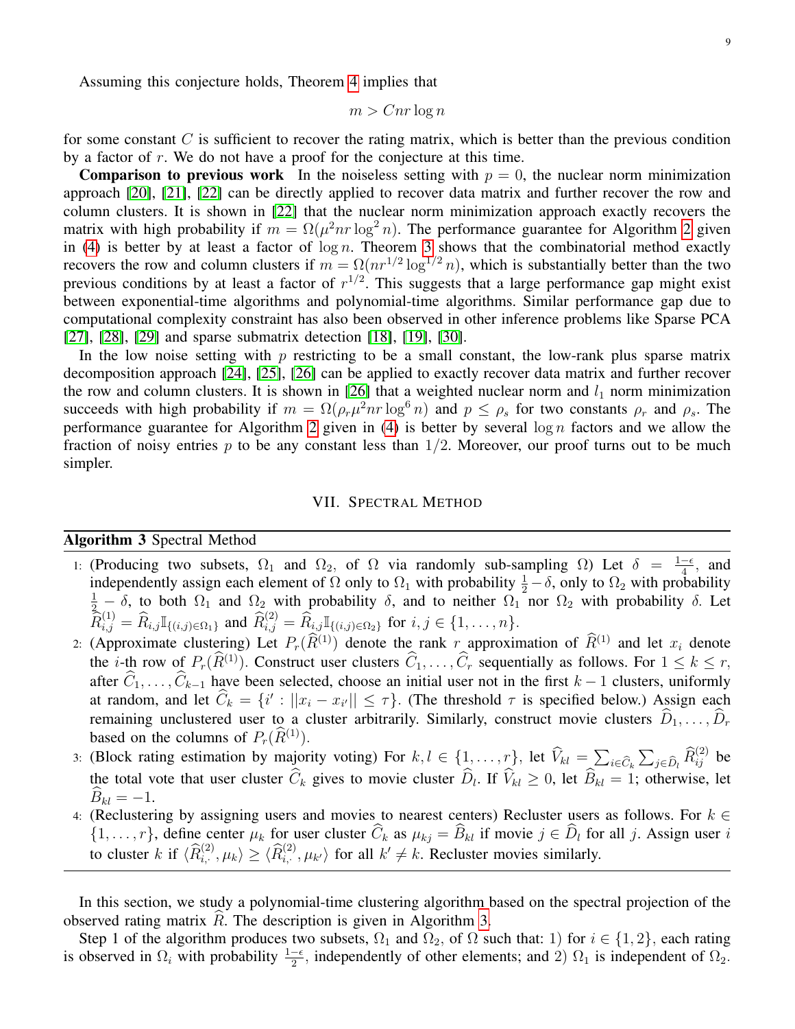Assuming this conjecture holds, Theorem 4 implies that

$$m > Cnr \log n$$

for some constant $C$ is sufficient to recover the rating matrix, which is better than the previous condition by a factor of $r$. We do not have a proof for the conjecture at this time.

**Comparison to previous work** In the noiseless setting with $p = 0$, the nuclear norm minimization approach [20], [21], [22] can be directly applied to recover data matrix and further recover the row and column clusters. It is shown in [22] that the nuclear norm minimization approach exactly recovers the matrix with high probability if $m = \Omega(\mu^2 nr \log^2 n)$. The performance guarantee for Algorithm 2 given in (4) is better by at least a factor of $\log n$. Theorem 3 shows that the combinatorial method exactly recovers the row and column clusters if $m = \Omega(nr^{1/2} \log^{1/2} n)$, which is substantially better than the two previous conditions by at least a factor of $r^{1/2}$. This suggests that a large performance gap might exist between exponential-time algorithms and polynomial-time algorithms. Similar performance gap due to computational complexity constraint has also been observed in other inference problems like Sparse PCA [27], [28], [29] and sparse submatrix detection [18], [19], [30].

In the low noise setting with $p$ restricting to be a small constant, the low-rank plus sparse matrix decomposition approach [24], [25], [26] can be applied to exactly recover data matrix and further recover the row and column clusters. It is shown in [26] that a weighted nuclear norm and $l_1$ norm minimization succeeds with high probability if $m = \Omega(\rho_r \mu^2 nr \log^6 n)$ and $p \leq \rho_s$ for two constants $\rho_r$ and $\rho_s$. The performance guarantee for Algorithm 2 given in (4) is better by several $\log n$ factors and we allow the fraction of noisy entries $p$ to be any constant less than $1/2$. Moreover, our proof turns out to be much simpler.

## VII. Spectral Method

**Algorithm 3** Spectral Method

1: (Producing two subsets, $\Omega_1$ and $\Omega_2$, of $\Omega$ via randomly sub-sampling $\Omega$) Let $\delta = \frac{1-\epsilon}{4}$, and independently assign each element of $\Omega$ only to $\Omega_1$ with probability $\frac{1}{2} - \delta$, only to $\Omega_2$ with probability $\frac{1}{2} - \delta$, to both $\Omega_1$ and $\Omega_2$ with probability $\delta$, and to neither $\Omega_1$ nor $\Omega_2$ with probability $\delta$. Let $\widehat{R}^{(1)}_{i,j} = \widehat{R}_{i,j} \mathbb{I}_{\{(i,j) \in \Omega_1\}}$ and $\widehat{R}^{(2)}_{i,j} = \widehat{R}_{i,j} \mathbb{I}_{\{(i,j) \in \Omega_2\}}$ for $i, j \in \{1, \ldots, n\}$.

2: (Approximate clustering) Let $P_r(\widehat{R}^{(1)})$ denote the rank $r$ approximation of $\widehat{R}^{(1)}$ and let $x_i$ denote the $i$-th row of $P_r(\widehat{R}^{(1)})$. Construct user clusters $\widehat{C}_1, \ldots, \widehat{C}_r$ sequentially as follows. For $1 \leq k \leq r$, after $\widehat{C}_1, \ldots, \widehat{C}_{k-1}$ have been selected, choose an initial user not in the first $k-1$ clusters, uniformly at random, and let $\widehat{C}_k = \{i' : \|x_i - x_{i'}\| \leq \tau\}$. (The threshold $\tau$ is specified below.) Assign each remaining unclustered user to a cluster arbitrarily. Similarly, construct movie clusters $\widehat{D}_1, \ldots, \widehat{D}_r$ based on the columns of $P_r(\widehat{R}^{(1)})$.

3: (Block rating estimation by majority voting) For $k, l \in \{1, \ldots, r\}$, let $\widehat{V}_{kl} = \sum_{i \in \widehat{C}_k} \sum_{j \in \widehat{D}_l} \widehat{R}^{(2)}_{ij}$ be the total vote that user cluster $\widehat{C}_k$ gives to movie cluster $\widehat{D}_l$. If $\widehat{V}_{kl} \geq 0$, let $\widehat{B}_{kl} = 1$; otherwise, let $\widehat{B}_{kl} = -1$.

4: (Reclustering by assigning users and movies to nearest centers) Recluster users as follows. For $k \in \{1, \ldots, r\}$, define center $\mu_k$ for user cluster $\widehat{C}_k$ as $\mu_{kj} = \widehat{B}_{kl}$ if movie $j \in \widehat{D}_l$ for all $j$. Assign user $i$ to cluster $k$ if $\langle \widehat{R}^{(2)}_{i,\cdot}, \mu_k \rangle \geq \langle \widehat{R}^{(2)}_{i,\cdot}, \mu_{k'} \rangle$ for all $k' \neq k$. Recluster movies similarly.

In this section, we study a polynomial-time clustering algorithm based on the spectral projection of the observed rating matrix $\widehat{R}$. The description is given in Algorithm 3.

Step 1 of the algorithm produces two subsets, $\Omega_1$ and $\Omega_2$, of $\Omega$ such that: 1) for $i \in \{1, 2\}$, each rating is observed in $\Omega_i$ with probability $\frac{1-\epsilon}{2}$, independently of other elements; and 2) $\Omega_1$ is independent of $\Omega_2$.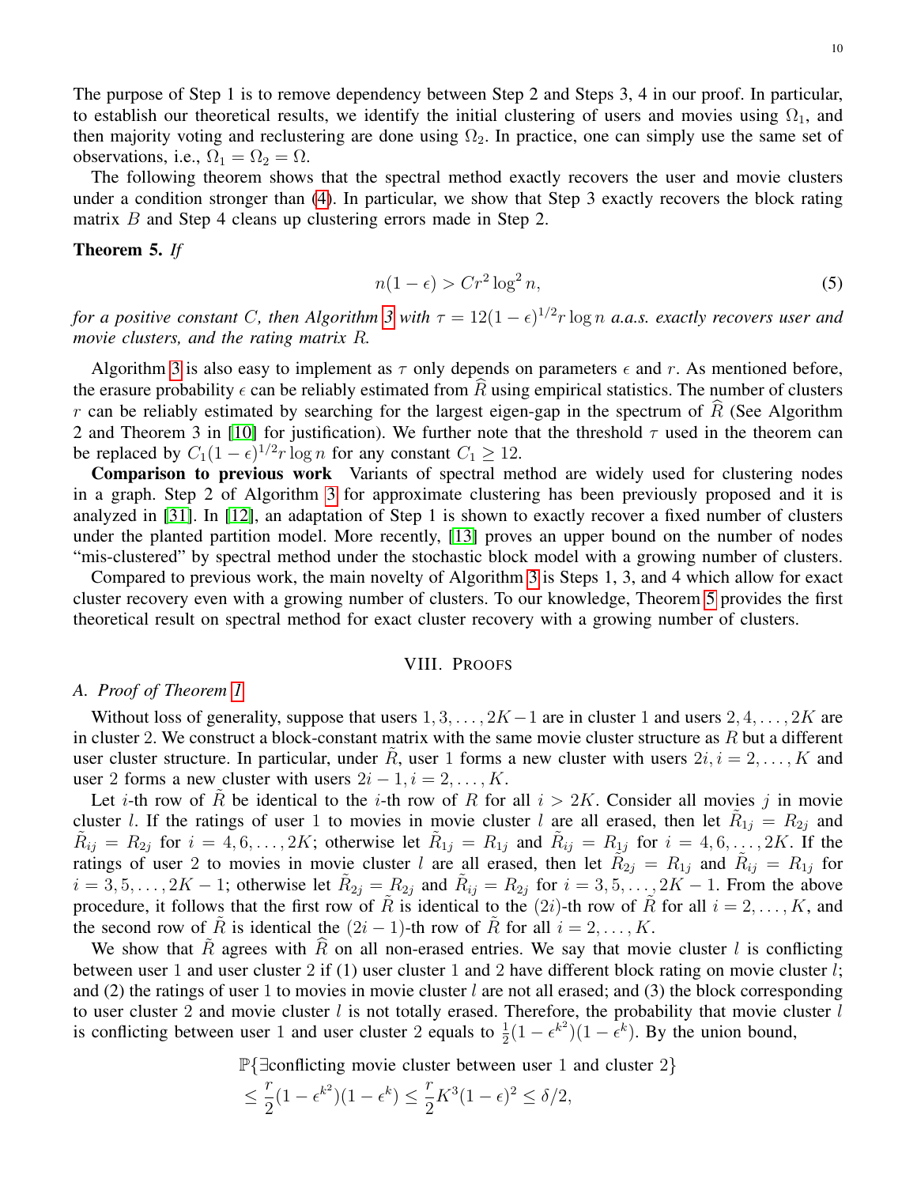The purpose of Step 1 is to remove dependency between Step 2 and Steps 3, 4 in our proof. In particular, to establish our theoretical results, we identify the initial clustering of users and movies using $\Omega_1$, and then majority voting and reclustering are done using $\Omega_2$. In practice, one can simply use the same set of observations, i.e., $\Omega_1 = \Omega_2 = \Omega$.

The following theorem shows that the spectral method exactly recovers the user and movie clusters under a condition stronger than (4). In particular, we show that Step 3 exactly recovers the block rating matrix $B$ and Step 4 cleans up clustering errors made in Step 2.

**Theorem 5.** *If*

$$n(1-\epsilon) > Cr^2 \log^2 n, \tag{5}$$

*for a positive constant $C$, then Algorithm 3 with $\tau = 12(1-\epsilon)^{1/2} r \log n$ a.a.s. exactly recovers user and movie clusters, and the rating matrix $R$.*

Algorithm 3 is also easy to implement as $\tau$ only depends on parameters $\epsilon$ and $r$. As mentioned before, the erasure probability $\epsilon$ can be reliably estimated from $\widehat{R}$ using empirical statistics. The number of clusters $r$ can be reliably estimated by searching for the largest eigen-gap in the spectrum of $\widehat{R}$ (See Algorithm 2 and Theorem 3 in [10] for justification). We further note that the threshold $\tau$ used in the theorem can be replaced by $C_1(1-\epsilon)^{1/2} r \log n$ for any constant $C_1 \geq 12$.

**Comparison to previous work** Variants of spectral method are widely used for clustering nodes in a graph. Step 2 of Algorithm 3 for approximate clustering has been previously proposed and it is analyzed in [31]. In [12], an adaptation of Step 1 is shown to exactly recover a fixed number of clusters under the planted partition model. More recently, [13] proves an upper bound on the number of nodes "mis-clustered" by spectral method under the stochastic block model with a growing number of clusters.

Compared to previous work, the main novelty of Algorithm 3 is Steps 1, 3, and 4 which allow for exact cluster recovery even with a growing number of clusters. To our knowledge, Theorem 5 provides the first theoretical result on spectral method for exact cluster recovery with a growing number of clusters.

## VIII. Proofs

### A. Proof of Theorem 1

Without loss of generality, suppose that users $1, 3, \ldots, 2K-1$ are in cluster 1 and users $2, 4, \ldots, 2K$ are in cluster 2. We construct a block-constant matrix with the same movie cluster structure as $R$ but a different user cluster structure. In particular, under $\tilde{R}$, user 1 forms a new cluster with users $2i, i = 2, \ldots, K$ and user 2 forms a new cluster with users $2i-1, i = 2, \ldots, K$.

Let $i$-th row of $\tilde{R}$ be identical to the $i$-th row of $R$ for all $i > 2K$. Consider all movies $j$ in movie cluster $l$. If the ratings of user 1 to movies in movie cluster $l$ are all erased, then let $\tilde{R}_{1j} = R_{2j}$ and $\tilde{R}_{ij} = R_{2j}$ for $i = 4, 6, \ldots, 2K$; otherwise let $\tilde{R}_{1j} = R_{1j}$ and $\tilde{R}_{ij} = R_{1j}$ for $i = 4, 6, \ldots, 2K$. If the ratings of user 2 to movies in movie cluster $l$ are all erased, then let $\tilde{R}_{2j} = R_{1j}$ and $\tilde{R}_{ij} = R_{1j}$ for $i = 3, 5, \ldots, 2K-1$; otherwise let $\tilde{R}_{2j} = R_{2j}$ and $\tilde{R}_{ij} = R_{2j}$ for $i = 3, 5, \ldots, 2K-1$. From the above procedure, it follows that the first row of $\tilde{R}$ is identical to the $(2i)$-th row of $\tilde{R}$ for all $i = 2, \ldots, K$, and the second row of $\tilde{R}$ is identical the $(2i-1)$-th row of $\tilde{R}$ for all $i = 2, \ldots, K$.

We show that $\tilde{R}$ agrees with $\widehat{R}$ on all non-erased entries. We say that movie cluster $l$ is conflicting between user 1 and user cluster 2 if (1) user cluster 1 and 2 have different block rating on movie cluster $l$; and (2) the ratings of user 1 to movies in movie cluster $l$ are not all erased; and (3) the block corresponding to user cluster 2 and movie cluster $l$ is not totally erased. Therefore, the probability that movie cluster $l$ is conflicting between user 1 and user cluster 2 equals to $\frac{1}{2}(1-\epsilon^{k^2})(1-\epsilon^k)$. By the union bound,

$$\begin{aligned}
&\mathbb{P}\{\exists \text{conflicting movie cluster between user 1 and cluster 2}\} \\
&\leq \frac{r}{2}(1-\epsilon^{k^2})(1-\epsilon^k) \leq \frac{r}{2}K^3(1-\epsilon)^2 \leq \delta/2,
\end{aligned}$$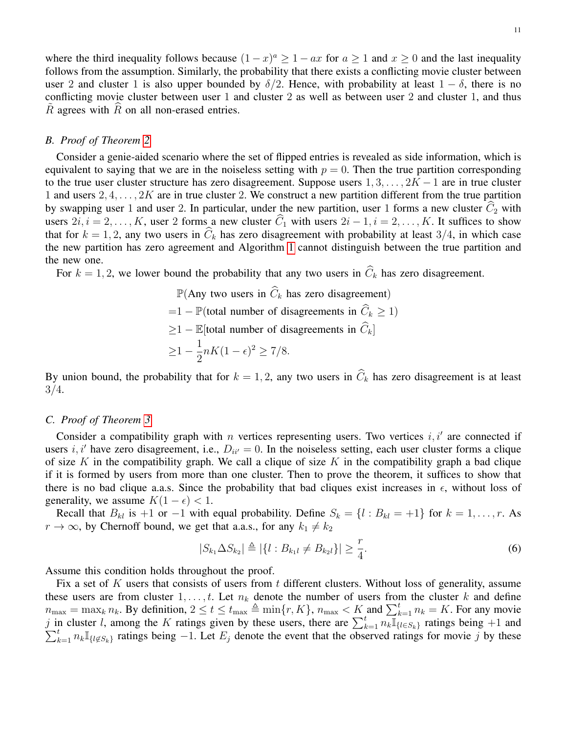where the third inequality follows because $(1-x)^a \geq 1 - ax$ for $a \geq 1$ and $x \geq 0$ and the last inequality follows from the assumption. Similarly, the probability that there exists a conflicting movie cluster between user 2 and cluster 1 is also upper bounded by $\delta/2$. Hence, with probability at least $1-\delta$, there is no conflicting movie cluster between user 1 and cluster 2 as well as between user 2 and cluster 1, and thus $\tilde{R}$ agrees with $\widehat{R}$ on all non-erased entries.

### B. Proof of Theorem 2

Consider a genie-aided scenario where the set of flipped entries is revealed as side information, which is equivalent to saying that we are in the noiseless setting with $p=0$. Then the true partition corresponding to the true user cluster structure has zero disagreement. Suppose users $1, 3, \ldots, 2K-1$ are in true cluster 1 and users $2, 4, \ldots, 2K$ are in true cluster 2. We construct a new partition different from the true partition by swapping user 1 and user 2. In particular, under the new partition, user 1 forms a new cluster $\widehat{C}_2$ with users $2i, i = 2, \ldots, K$, user 2 forms a new cluster $\widehat{C}_1$ with users $2i-1, i = 2, \ldots, K$. It suffices to show that for $k = 1, 2$, any two users in $\widehat{C}_k$ has zero disagreement with probability at least $3/4$, in which case the new partition has zero agreement and Algorithm 1 cannot distinguish between the true partition and the new one.

For $k = 1, 2$, we lower bound the probability that any two users in $\widehat{C}_k$ has zero disagreement.

$$
\begin{aligned}
&\mathbb{P}(\text{Any two users in } \widehat{C}_k \text{ has zero disagreement}) \\
=&1 - \mathbb{P}(\text{total number of disagreements in } \widehat{C}_k \geq 1) \\
\geq&1 - \mathbb{E}[\text{total number of disagreements in } \widehat{C}_k] \\
\geq&1 - \frac{1}{2} nK(1-\epsilon)^2 \geq 7/8.
\end{aligned}
$$

By union bound, the probability that for $k = 1, 2$, any two users in $\widehat{C}_k$ has zero disagreement is at least $3/4$.

### C. Proof of Theorem 3

Consider a compatibility graph with $n$ vertices representing users. Two vertices $i, i'$ are connected if users $i, i'$ have zero disagreement, i.e., $D_{ii'} = 0$. In the noiseless setting, each user cluster forms a clique of size $K$ in the compatibility graph. We call a clique of size $K$ in the compatibility graph a bad clique if it is formed by users from more than one cluster. Then to prove the theorem, it suffices to show that there is no bad clique a.a.s. Since the probability that bad cliques exist increases in $\epsilon$, without loss of generality, we assume $K(1-\epsilon) < 1$.

Recall that $B_{kl}$ is $+1$ or $-1$ with equal probability. Define $S_k = \{l : B_{kl} = +1\}$ for $k = 1, \ldots, r$. As $r \to \infty$, by Chernoff bound, we get that a.a.s., for any $k_1 \neq k_2$

$$
|S_{k_1} \Delta S_{k_2}| \triangleq |\{l : B_{k_1 l} \neq B_{k_2 l}\}| \geq \frac{r}{4}. \tag{6}
$$

Assume this condition holds throughout the proof.

Fix a set of $K$ users that consists of users from $t$ different clusters. Without loss of generality, assume these users are from cluster $1, \ldots, t$. Let $n_k$ denote the number of users from the cluster $k$ and define $n_{\max} = \max_k n_k$. By definition, $2 \leq t \leq t_{\max} \triangleq \min\{r, K\}$, $n_{\max} < K$ and $\sum_{k=1}^t n_k = K$. For any movie $j$ in cluster $l$, among the $K$ ratings given by these users, there are $\sum_{k=1}^t n_k \mathbb{I}_{\{l \in S_k\}}$ ratings being $+1$ and $\sum_{k=1}^t n_k \mathbb{I}_{\{l \notin S_k\}}$ ratings being $-1$. Let $E_j$ denote the event that the observed ratings for movie $j$ by these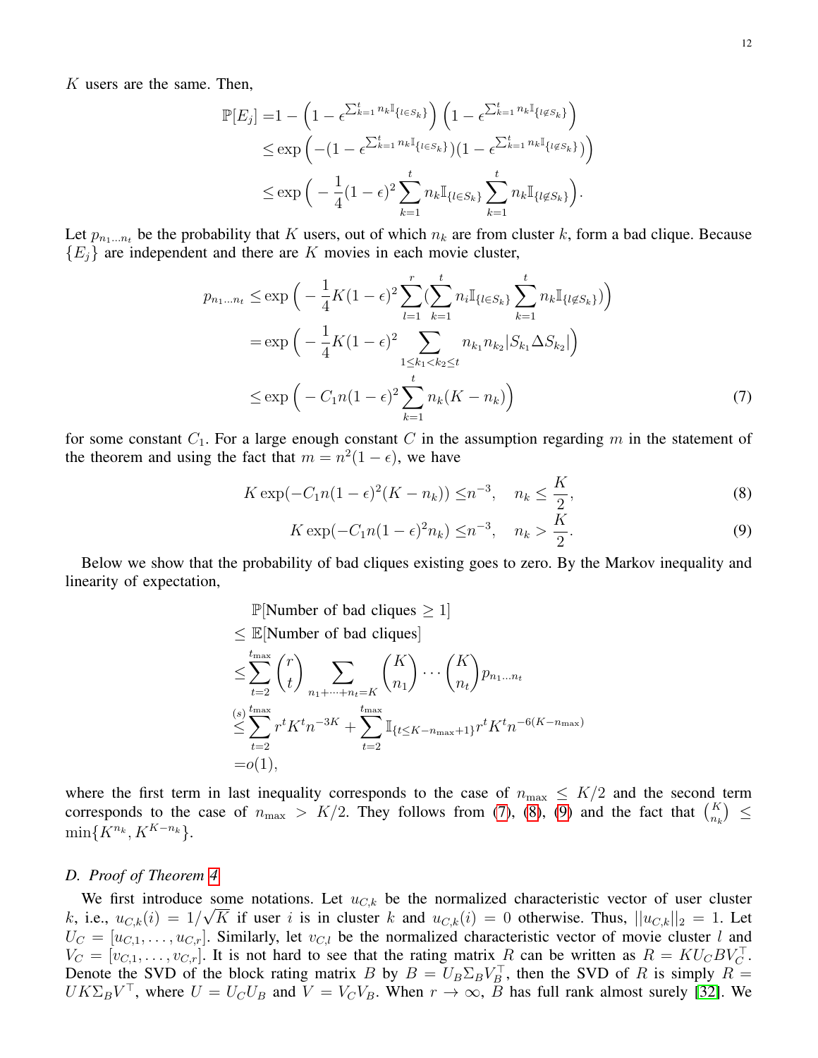$K$ users are the same. Then,

$$
\begin{aligned}
\mathbb{P}[E_j] =& 1 - \left(1 - \epsilon^{\sum_{k=1}^t n_k \mathbb{I}_{\{l \in S_k\}}}\right)\left(1 - \epsilon^{\sum_{k=1}^t n_k \mathbb{I}_{\{l \notin S_k\}}}\right) \\
\leq& \exp\left(-(1 - \epsilon^{\sum_{k=1}^t n_k \mathbb{I}_{\{l \in S_k\}}})(1 - \epsilon^{\sum_{k=1}^t n_k \mathbb{I}_{\{l \notin S_k\}}})\right) \\
\leq& \exp\Big( -\frac{1}{4}(1-\epsilon)^2 \sum_{k=1}^t n_k \mathbb{I}_{\{l \in S_k\}} \sum_{k=1}^t n_k \mathbb{I}_{\{l \notin S_k\}} \Big).
\end{aligned}
$$

Let $p_{n_1 \dots n_t}$ be the probability that $K$ users, out of which $n_k$ are from cluster $k$, form a bad clique. Because $\{E_j\}$ are independent and there are $K$ movies in each movie cluster,

$$
\begin{aligned}
p_{n_1 \dots n_t} \leq& \exp\Big( -\frac{1}{4}K(1-\epsilon)^2 \sum_{l=1}^r (\sum_{k=1}^t n_i \mathbb{I}_{\{l \in S_k\}} \sum_{k=1}^t n_k \mathbb{I}_{\{l \notin S_k\}}) \Big) \\
=& \exp\Big( -\frac{1}{4}K(1-\epsilon)^2 \sum_{1 \leq k_1 < k_2 \leq t} n_{k_1} n_{k_2} |S_{k_1} \Delta S_{k_2}| \Big) \\
\leq& \exp\Big( -C_1 n (1-\epsilon)^2 \sum_{k=1}^t n_k (K - n_k) \Big)
\end{aligned} \tag{7}
$$

for some constant $C_1$. For a large enough constant $C$ in the assumption regarding $m$ in the statement of the theorem and using the fact that $m = n^2(1-\epsilon)$, we have

$$
K \exp(-C_1 n (1-\epsilon)^2 (K - n_k)) \leq n^{-3}, \quad n_k \leq \frac{K}{2}, \tag{8}
$$

$$
K \exp(-C_1 n (1-\epsilon)^2 n_k) \leq n^{-3}, \quad n_k > \frac{K}{2}. \tag{9}
$$

Below we show that the probability of bad cliques existing goes to zero. By the Markov inequality and linearity of expectation,

$$
\begin{aligned}
&\mathbb{P}[\text{Number of bad cliques} \geq 1] \\
\leq& \mathbb{E}[\text{Number of bad cliques}] \\
\leq& \sum_{t=2}^{t_{\max}} \binom{r}{t} \sum_{n_1 + \dots + n_t = K} \binom{K}{n_1} \cdots \binom{K}{n_t} p_{n_1 \dots n_t} \\
\overset{(s)}{\leq}& \sum_{t=2}^{t_{\max}} r^t K^t n^{-3K} + \sum_{t=2}^{t_{\max}} \mathbb{I}_{\{t \leq K - n_{\max} + 1\}} r^t K^t n^{-6(K - n_{\max})} \\
=& o(1),
\end{aligned}
$$

where the first term in last inequality corresponds to the case of $n_{\max} \leq K/2$ and the second term corresponds to the case of $n_{\max} > K/2$. They follows from (7), (8), (9) and the fact that $\binom{K}{n_k} \leq \min\{K^{n_k}, K^{K-n_k}\}$.

### *D. Proof of Theorem 4*

We first introduce some notations. Let $u_{C,k}$ be the normalized characteristic vector of user cluster $k$, i.e., $u_{C,k}(i) = 1/\sqrt{K}$ if user $i$ is in cluster $k$ and $u_{C,k}(i) = 0$ otherwise. Thus, $||u_{C,k}||_2 = 1$. Let $U_C = [u_{C,1}, \dots, u_{C,r}]$. Similarly, let $v_{C,l}$ be the normalized characteristic vector of movie cluster $l$ and $V_C = [v_{C,1}, \dots, v_{C,r}]$. It is not hard to see that the rating matrix $R$ can be written as $R = K U_C B V_C^\top$. Denote the SVD of the block rating matrix $B$ by $B = U_B \Sigma_B V_B^\top$, then the SVD of $R$ is simply $R = U K \Sigma_B V^\top$, where $U = U_C U_B$ and $V = V_C V_B$. When $r \to \infty$, $B$ has full rank almost surely [32]. We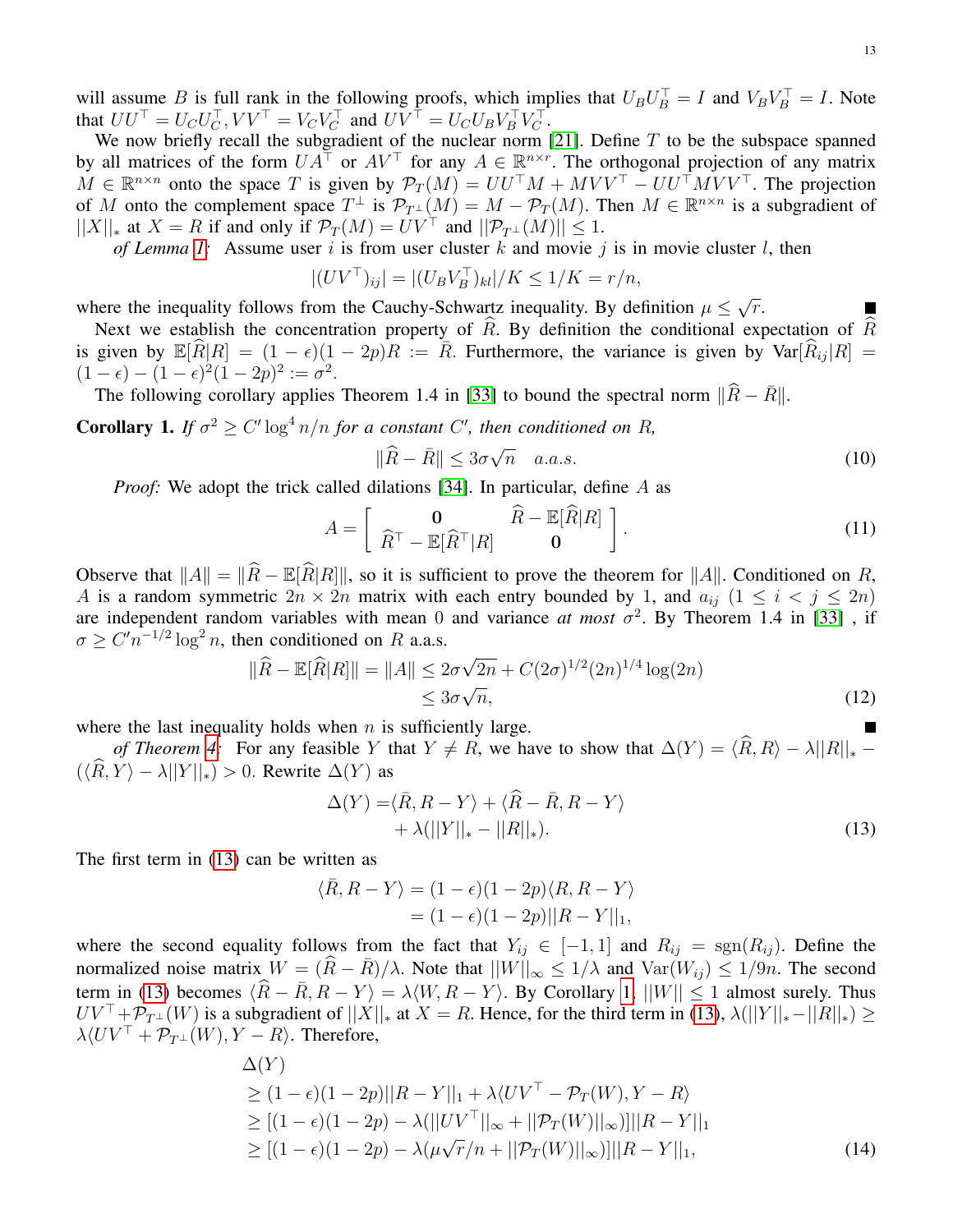will assume $B$ is full rank in the following proofs, which implies that $U_B U_B^\top = I$ and $V_B V_B^\top = I$. Note that $UU^\top = U_C U_C^\top, VV^\top = V_C V_C^\top$ and $UV^\top = U_C U_B V_B^\top V_C^\top$.

We now briefly recall the subgradient of the nuclear norm [21]. Define $T$ to be the subspace spanned by all matrices of the form $UA^\top$ or $AV^\top$ for any $A \in \mathbb{R}^{n\times r}$. The orthogonal projection of any matrix $M \in \mathbb{R}^{n\times n}$ onto the space $T$ is given by $\mathcal{P}_T(M) = UU^\top M + MVV^\top - UU^\top MVV^\top$. The projection of $M$ onto the complement space $T^\perp$ is $\mathcal{P}_{T^\perp}(M) = M - \mathcal{P}_T(M)$. Then $M \in \mathbb{R}^{n\times n}$ is a subgradient of $||X||_*$ at $X = R$ if and only if $\mathcal{P}_T(M) = UV^\top$ and $||\mathcal{P}_{T^\perp}(M)|| \leq 1$.

*of Lemma 1:* Assume user $i$ is from user cluster $k$ and movie $j$ is in movie cluster $l$, then

$$|(UV^\top)_{ij}| = |(U_B V_B^\top)_{kl}|/K \leq 1/K = r/n,$$

where the inequality follows from the Cauchy-Schwartz inequality. By definition $\mu \leq \sqrt{r}$. ■

Next we establish the concentration property of $\widehat{R}$. By definition the conditional expectation of $\widehat{R}$ is given by $\mathbb{E}[\widehat{R}|R] = (1-\epsilon)(1-2p)R := \bar{R}$. Furthermore, the variance is given by $\text{Var}[\widehat{R}_{ij}|R] = (1-\epsilon) - (1-\epsilon)^2(1-2p)^2 := \sigma^2$.

The following corollary applies Theorem 1.4 in [33] to bound the spectral norm $\|\widehat{R} - \bar{R}\|$.

**Corollary 1.** *If $\sigma^2 \geq C' \log^4 n/n$ for a constant $C'$, then conditioned on $R$,*

$$\|\widehat{R} - \bar{R}\| \leq 3\sigma\sqrt{n} \quad a.a.s. \tag{10}$$

*Proof:* We adopt the trick called dilations [34]. In particular, define $A$ as

$$A = \begin{bmatrix} \mathbf{0} & \widehat{R} - \mathbb{E}[\widehat{R}|R] \\ \widehat{R}^\top - \mathbb{E}[\widehat{R}^\top|R] & \mathbf{0} \end{bmatrix}. \tag{11}$$

Observe that $\|A\| = \|\widehat{R} - \mathbb{E}[\widehat{R}|R]\|$, so it is sufficient to prove the theorem for $\|A\|$. Conditioned on $R$, $A$ is a random symmetric $2n \times 2n$ matrix with each entry bounded by 1, and $a_{ij}$ $(1 \leq i < j \leq 2n)$ are independent random variables with mean 0 and variance *at most* $\sigma^2$. By Theorem 1.4 in [33] , if $\sigma \geq C' n^{-1/2} \log^2 n$, then conditioned on $R$ a.a.s.

$$\begin{aligned}\|\widehat{R} - \mathbb{E}[\widehat{R}|R]\| = \|A\| &\leq 2\sigma\sqrt{2n} + C(2\sigma)^{1/2}(2n)^{1/4}\log(2n) \\ &\leq 3\sigma\sqrt{n},\end{aligned} \tag{12}$$

where the last inequality holds when $n$ is sufficiently large. ■

*of Theorem 4:* For any feasible $Y$ that $Y \neq R$, we have to show that $\Delta(Y) = \langle \widehat{R}, R\rangle - \lambda||R||_* - (\langle \widehat{R}, Y\rangle - \lambda||Y||_*) > 0$. Rewrite $\Delta(Y)$ as

$$\begin{aligned}\Delta(Y) =& \langle \bar{R}, R - Y\rangle + \langle \widehat{R} - \bar{R}, R - Y\rangle \\ &+ \lambda(||Y||_* - ||R||_*).\end{aligned} \tag{13}$$

The first term in (13) can be written as

$$\begin{aligned}\langle \bar{R}, R - Y\rangle &= (1-\epsilon)(1-2p)\langle R, R - Y\rangle \\ &= (1-\epsilon)(1-2p)||R - Y||_1,\end{aligned}$$

where the second equality follows from the fact that $Y_{ij} \in [-1, 1]$ and $R_{ij} = \text{sgn}(R_{ij})$. Define the normalized noise matrix $W = (\widehat{R} - \bar{R})/\lambda$. Note that $||W||_\infty \leq 1/\lambda$ and $\text{Var}(W_{ij}) \leq 1/9n$. The second term in (13) becomes $\langle \widehat{R} - \bar{R}, R - Y\rangle = \lambda\langle W, R - Y\rangle$. By Corollary 1, $||W|| \leq 1$ almost surely. Thus $UV^\top + \mathcal{P}_{T^\perp}(W)$ is a subgradient of $||X||_*$ at $X = R$. Hence, for the third term in (13), $\lambda(||Y||_* - ||R||_*) \geq \lambda\langle UV^\top + \mathcal{P}_{T^\perp}(W), Y - R\rangle$. Therefore,

$$\begin{aligned}&\Delta(Y) \\ &\geq (1-\epsilon)(1-2p)||R - Y||_1 + \lambda\langle UV^\top - \mathcal{P}_T(W), Y - R\rangle \\ &\geq [(1-\epsilon)(1-2p) - \lambda(||UV^\top||_\infty + ||\mathcal{P}_T(W)||_\infty)]||R - Y||_1 \\ &\geq [(1-\epsilon)(1-2p) - \lambda(\mu\sqrt{r}/n + ||\mathcal{P}_T(W)||_\infty)]||R - Y||_1,\end{aligned} \tag{14}$$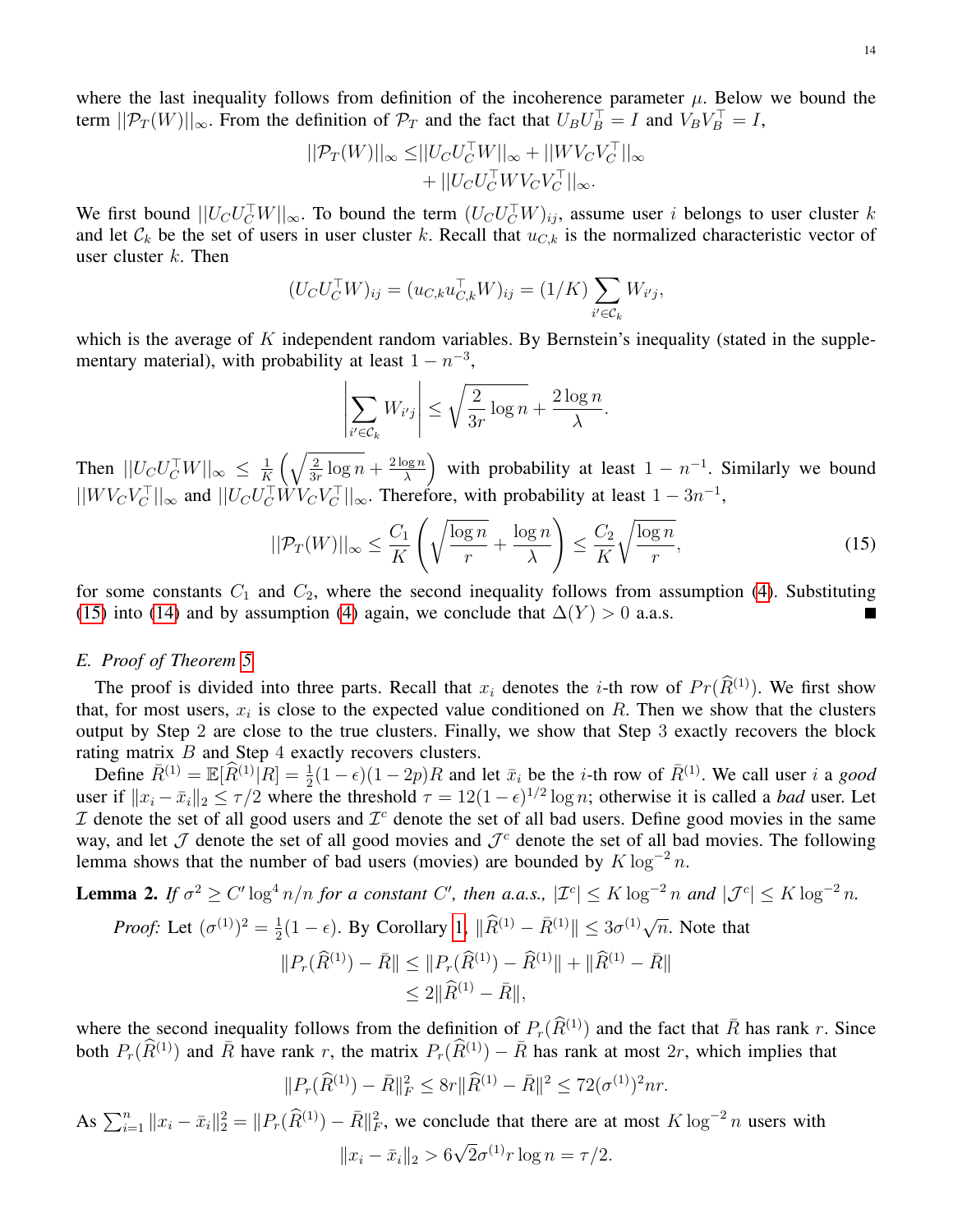where the last inequality follows from definition of the incoherence parameter $\mu$. Below we bound the term $||\mathcal{P}_T(W)||_\infty$. From the definition of $\mathcal{P}_T$ and the fact that $U_B U_B^\top = I$ and $V_B V_B^\top = I$,

$$||\mathcal{P}_T(W)||_\infty \leq ||U_C U_C^\top W||_\infty + ||W V_C V_C^\top||_\infty + ||U_C U_C^\top W V_C V_C^\top||_\infty.$$

We first bound $||U_C U_C^\top W||_\infty$. To bound the term $(U_C U_C^\top W)_{ij}$, assume user $i$ belongs to user cluster $k$ and let $\mathcal{C}_k$ be the set of users in user cluster $k$. Recall that $u_{C,k}$ is the normalized characteristic vector of user cluster $k$. Then

$$(U_C U_C^\top W)_{ij} = (u_{C,k} u_{C,k}^\top W)_{ij} = (1/K) \sum_{i' \in \mathcal{C}_k} W_{i'j},$$

which is the average of $K$ independent random variables. By Bernstein's inequality (stated in the supplementary material), with probability at least $1 - n^{-3}$,

$$\left| \sum_{i' \in \mathcal{C}_k} W_{i'j} \right| \leq \sqrt{\frac{2}{3r} \log n} + \frac{2 \log n}{\lambda}.$$

Then $||U_C U_C^\top W||_\infty \leq \frac{1}{K}\left(\sqrt{\frac{2}{3r}\log n} + \frac{2\log n}{\lambda}\right)$ with probability at least $1 - n^{-1}$. Similarly we bound $||W V_C V_C^\top||_\infty$ and $||U_C U_C^\top W V_C V_C^\top||_\infty$. Therefore, with probability at least $1 - 3n^{-1}$,

$$||\mathcal{P}_T(W)||_\infty \leq \frac{C_1}{K}\left(\sqrt{\frac{\log n}{r}} + \frac{\log n}{\lambda}\right) \leq \frac{C_2}{K}\sqrt{\frac{\log n}{r}}, \tag{15}$$

for some constants $C_1$ and $C_2$, where the second inequality follows from assumption (4). Substituting (15) into (14) and by assumption (4) again, we conclude that $\Delta(Y) > 0$ a.a.s. ■

### E. Proof of Theorem 5

The proof is divided into three parts. Recall that $x_i$ denotes the $i$-th row of $Pr(\widehat{R}^{(1)})$. We first show that, for most users, $x_i$ is close to the expected value conditioned on $R$. Then we show that the clusters output by Step 2 are close to the true clusters. Finally, we show that Step 3 exactly recovers the block rating matrix $B$ and Step 4 exactly recovers clusters.

Define $\bar{R}^{(1)} = \mathbb{E}[\widehat{R}^{(1)}|R] = \frac{1}{2}(1-\epsilon)(1-2p)R$ and let $\bar{x}_i$ be the $i$-th row of $\bar{R}^{(1)}$. We call user $i$ a *good* user if $\|x_i - \bar{x}_i\|_2 \leq \tau/2$ where the threshold $\tau = 12(1-\epsilon)^{1/2}\log n$; otherwise it is called a *bad* user. Let $\mathcal{I}$ denote the set of all good users and $\mathcal{I}^c$ denote the set of all bad users. Define good movies in the same way, and let $\mathcal{J}$ denote the set of all good movies and $\mathcal{J}^c$ denote the set of all bad movies. The following lemma shows that the number of bad users (movies) are bounded by $K \log^{-2} n$.

**Lemma 2.** *If $\sigma^2 \geq C' \log^4 n/n$ for a constant $C'$, then a.a.s., $|\mathcal{I}^c| \leq K\log^{-2} n$ and $|\mathcal{J}^c| \leq K \log^{-2} n$.*

*Proof:* Let $(\sigma^{(1)})^2 = \frac{1}{2}(1-\epsilon)$. By Corollary 1, $\|\widehat{R}^{(1)} - \bar{R}^{(1)}\| \leq 3\sigma^{(1)}\sqrt{n}$. Note that

$$\|P_r(\widehat{R}^{(1)}) - \bar{R}\| \leq \|P_r(\widehat{R}^{(1)}) - \widehat{R}^{(1)}\| + \|\widehat{R}^{(1)} - \bar{R}\| \leq 2\|\widehat{R}^{(1)} - \bar{R}\|,$$

where the second inequality follows from the definition of $P_r(\widehat{R}^{(1)})$ and the fact that $\bar{R}$ has rank $r$. Since both $P_r(\widehat{R}^{(1)})$ and $\bar{R}$ have rank $r$, the matrix $P_r(\widehat{R}^{(1)}) - \bar{R}$ has rank at most $2r$, which implies that

$$\|P_r(\widehat{R}^{(1)}) - \bar{R}\|_F^2 \leq 8r\|\widehat{R}^{(1)} - \bar{R}\|^2 \leq 72(\sigma^{(1)})^2 nr.$$

As $\sum_{i=1}^n \|x_i - \bar{x}_i\|_2^2 = \|P_r(\widehat{R}^{(1)}) - \bar{R}\|_F^2$, we conclude that there are at most $K\log^{-2} n$ users with

$$\|x_i - \bar{x}_i\|_2 > 6\sqrt{2}\sigma^{(1)} r \log n = \tau/2.$$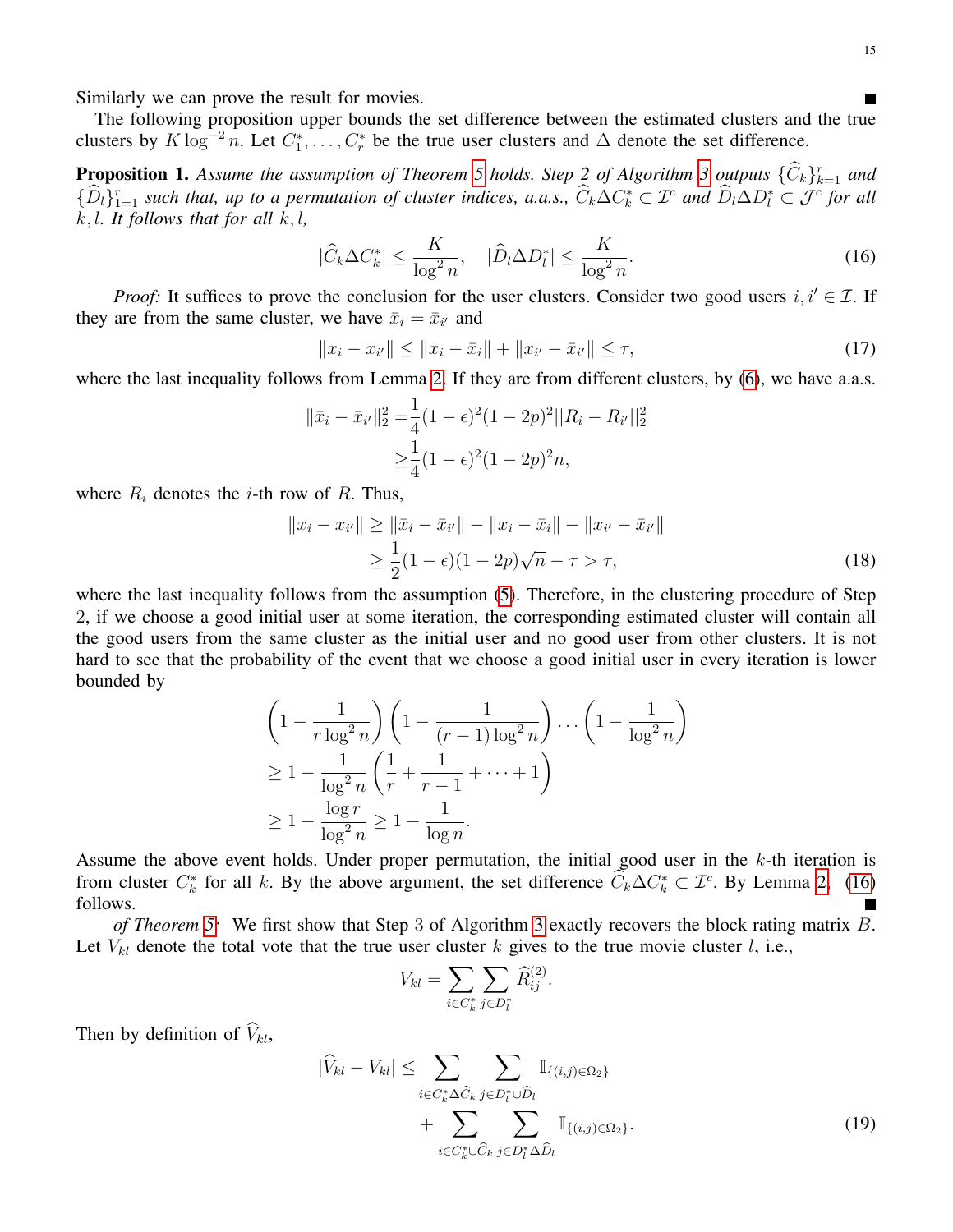Similarly we can prove the result for movies. ∎

The following proposition upper bounds the set difference between the estimated clusters and the true clusters by $K \log^{-2} n$. Let $C_1^*, \dots, C_r^*$ be the true user clusters and $\Delta$ denote the set difference.

**Proposition 1.** *Assume the assumption of Theorem 5 holds. Step 2 of Algorithm 3 outputs $\{\widehat{C}_k\}_{k=1}^r$ and $\{\widehat{D}_l\}_{l=1}^r$ such that, up to a permutation of cluster indices, a.a.s., $\widehat{C}_k \Delta C_k^* \subset \mathcal{I}^c$ and $\widehat{D}_l \Delta D_l^* \subset \mathcal{J}^c$ for all $k, l$. It follows that for all $k, l$,*

$$|\widehat{C}_k \Delta C_k^*| \le \frac{K}{\log^2 n}, \quad |\widehat{D}_l \Delta D_l^*| \le \frac{K}{\log^2 n}. \tag{16}$$

*Proof:* It suffices to prove the conclusion for the user clusters. Consider two good users $i, i' \in \mathcal{I}$. If they are from the same cluster, we have $\bar{x}_i = \bar{x}_{i'}$ and

$$\|x_i - x_{i'}\| \le \|x_i - \bar{x}_i\| + \|x_{i'} - \bar{x}_{i'}\| \le \tau, \tag{17}$$

where the last inequality follows from Lemma 2. If they are from different clusters, by (6), we have a.a.s.

$$\begin{aligned}
\|\bar{x}_i - \bar{x}_{i'}\|_2^2 &= \frac{1}{4}(1-\epsilon)^2(1-2p)^2 ||R_i - R_{i'}||_2^2 \\
&\ge \frac{1}{4}(1-\epsilon)^2(1-2p)^2 n,
\end{aligned}$$

where $R_i$ denotes the $i$-th row of $R$. Thus,

$$\begin{aligned}
\|x_i - x_{i'}\| &\ge \|\bar{x}_i - \bar{x}_{i'}\| - \|x_i - \bar{x}_i\| - \|x_{i'} - \bar{x}_{i'}\| \\
&\ge \frac{1}{2}(1-\epsilon)(1-2p)\sqrt{n} - \tau > \tau,
\end{aligned} \tag{18}$$

where the last inequality follows from the assumption (5). Therefore, in the clustering procedure of Step 2, if we choose a good initial user at some iteration, the corresponding estimated cluster will contain all the good users from the same cluster as the initial user and no good user from other clusters. It is not hard to see that the probability of the event that we choose a good initial user in every iteration is lower bounded by

$$\begin{aligned}
&\left(1 - \frac{1}{r \log^2 n}\right)\left(1 - \frac{1}{(r-1)\log^2 n}\right) \cdots \left(1 - \frac{1}{\log^2 n}\right) \\
&\ge 1 - \frac{1}{\log^2 n}\left(\frac{1}{r} + \frac{1}{r-1} + \cdots + 1\right) \\
&\ge 1 - \frac{\log r}{\log^2 n} \ge 1 - \frac{1}{\log n}.
\end{aligned}$$

Assume the above event holds. Under proper permutation, the initial good user in the $k$-th iteration is from cluster $C_k^*$ for all $k$. By the above argument, the set difference $\widehat{C}_k \Delta C_k^* \subset \mathcal{I}^c$. By Lemma 2, (16) follows. ∎

*of Theorem 5:* We first show that Step 3 of Algorithm 3 exactly recovers the block rating matrix $B$. Let $V_{kl}$ denote the total vote that the true user cluster $k$ gives to the true movie cluster $l$, i.e.,

$$V_{kl} = \sum_{i \in C_k^*} \sum_{j \in D_l^*} \widehat{R}_{ij}^{(2)}.$$

Then by definition of $\widehat{V}_{kl}$,

$$\begin{aligned}
|\widehat{V}_{kl} - V_{kl}| \le &\sum_{i \in C_k^* \Delta \widehat{C}_k} \sum_{j \in D_l^* \cup \widehat{D}_l} \mathbb{I}_{\{(i,j) \in \Omega_2\}} \\
&+ \sum_{i \in C_k^* \cup \widehat{C}_k} \sum_{j \in D_l^* \Delta \widehat{D}_l} \mathbb{I}_{\{(i,j) \in \Omega_2\}}.
\end{aligned} \tag{19}$$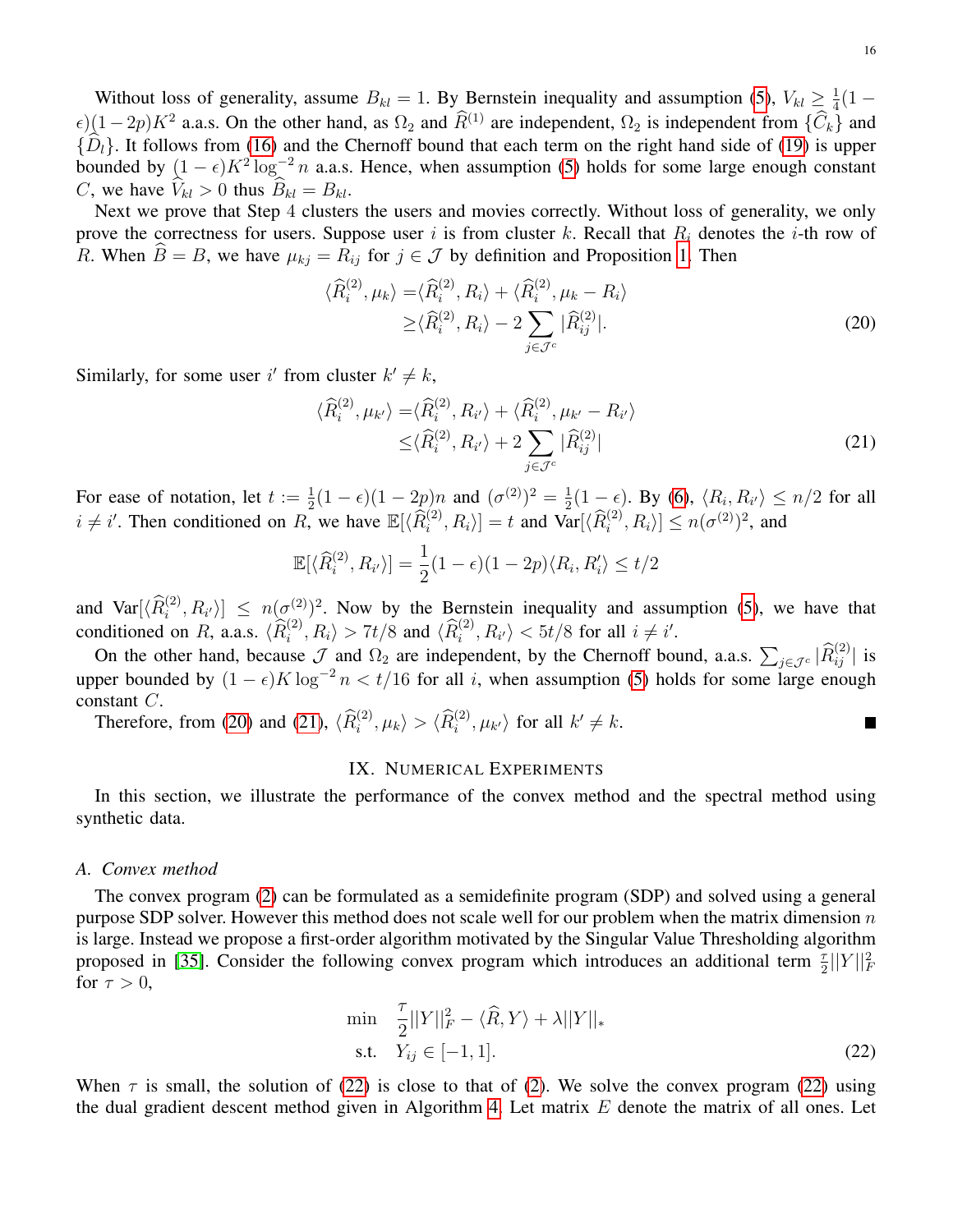Without loss of generality, assume $B_{kl} = 1$. By Bernstein inequality and assumption (5), $V_{kl} \geq \frac{1}{4}(1 - \epsilon)(1 - 2p)K^2$ a.a.s. On the other hand, as $\Omega_2$ and $\widehat{R}^{(1)}$ are independent, $\Omega_2$ is independent from $\{\widehat{C}_k\}$ and $\{\widehat{D}_l\}$. It follows from (16) and the Chernoff bound that each term on the right hand side of (19) is upper bounded by $(1 - \epsilon)K^2 \log^{-2} n$ a.a.s. Hence, when assumption (5) holds for some large enough constant $C$, we have $\widehat{V}_{kl} > 0$ thus $\widehat{B}_{kl} = B_{kl}$.

Next we prove that Step 4 clusters the users and movies correctly. Without loss of generality, we only prove the correctness for users. Suppose user $i$ is from cluster $k$. Recall that $R_i$ denotes the $i$-th row of $R$. When $\widehat{B} = B$, we have $\mu_{kj} = R_{ij}$ for $j \in \mathcal{J}$ by definition and Proposition 1. Then

$$
\begin{aligned}
\langle \widehat{R}_i^{(2)}, \mu_k \rangle =& \langle \widehat{R}_i^{(2)}, R_i \rangle + \langle \widehat{R}_i^{(2)}, \mu_k - R_i \rangle \\
\geq& \langle \widehat{R}_i^{(2)}, R_i \rangle - 2 \sum_{j \in \mathcal{J}^c} |\widehat{R}_{ij}^{(2)}|.
\end{aligned} \tag{20}
$$

Similarly, for some user $i'$ from cluster $k' \neq k$,

$$
\begin{aligned}
\langle \widehat{R}_i^{(2)}, \mu_{k'} \rangle =& \langle \widehat{R}_i^{(2)}, R_{i'} \rangle + \langle \widehat{R}_i^{(2)}, \mu_{k'} - R_{i'} \rangle \\
\leq& \langle \widehat{R}_i^{(2)}, R_{i'} \rangle + 2 \sum_{j \in \mathcal{J}^c} |\widehat{R}_{ij}^{(2)}|
\end{aligned} \tag{21}
$$

For ease of notation, let $t := \frac{1}{2}(1 - \epsilon)(1 - 2p)n$ and $(\sigma^{(2)})^2 = \frac{1}{2}(1 - \epsilon)$. By (6), $\langle R_i, R_{i'} \rangle \leq n/2$ for all $i \neq i'$. Then conditioned on $R$, we have $\mathbb{E}[\langle \widehat{R}_i^{(2)}, R_i \rangle] = t$ and $\text{Var}[\langle \widehat{R}_i^{(2)}, R_i \rangle] \leq n(\sigma^{(2)})^2$, and

$$
\mathbb{E}[\langle \widehat{R}_i^{(2)}, R_{i'} \rangle] = \frac{1}{2}(1 - \epsilon)(1 - 2p)\langle R_i, R_i' \rangle \leq t/2
$$

and $\text{Var}[\langle \widehat{R}_i^{(2)}, R_{i'} \rangle] \leq n(\sigma^{(2)})^2$. Now by the Bernstein inequality and assumption (5), we have that conditioned on $R$, a.a.s. $\langle \widehat{R}_i^{(2)}, R_i \rangle > 7t/8$ and $\langle \widehat{R}_i^{(2)}, R_{i'} \rangle < 5t/8$ for all $i \neq i'$.

On the other hand, because $\mathcal{J}$ and $\Omega_2$ are independent, by the Chernoff bound, a.a.s. $\sum_{j \in \mathcal{J}^c} |\widehat{R}_{ij}^{(2)}|$ is upper bounded by $(1 - \epsilon)K \log^{-2} n < t/16$ for all $i$, when assumption (5) holds for some large enough constant $C$.

Therefore, from (20) and (21), $\langle \widehat{R}_i^{(2)}, \mu_k \rangle > \langle \widehat{R}_i^{(2)}, \mu_{k'} \rangle$ for all $k' \neq k$. ■

## IX. Numerical Experiments

In this section, we illustrate the performance of the convex method and the spectral method using synthetic data.

### A. Convex method

The convex program (2) can be formulated as a semidefinite program (SDP) and solved using a general purpose SDP solver. However this method does not scale well for our problem when the matrix dimension $n$ is large. Instead we propose a first-order algorithm motivated by the Singular Value Thresholding algorithm proposed in [35]. Consider the following convex program which introduces an additional term $\frac{\tau}{2}||Y||_F^2$ for $\tau > 0$,

$$
\begin{aligned}
\min \quad & \frac{\tau}{2}||Y||_F^2 - \langle \widehat{R}, Y \rangle + \lambda ||Y||_* \\
\text{s.t.} \quad & Y_{ij} \in [-1, 1].
\end{aligned} \tag{22}
$$

When $\tau$ is small, the solution of (22) is close to that of (2). We solve the convex program (22) using the dual gradient descent method given in Algorithm 4. Let matrix $E$ denote the matrix of all ones. Let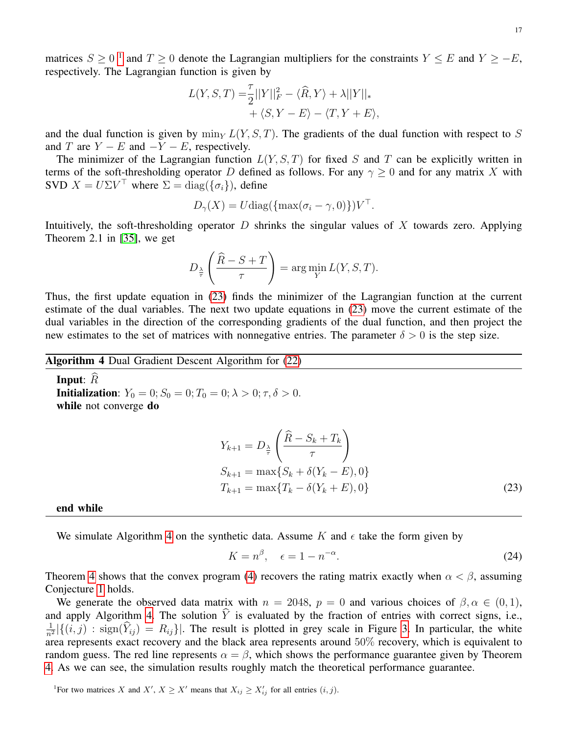matrices $S \geq 0$ [1] and $T \geq 0$ denote the Lagrangian multipliers for the constraints $Y \leq E$ and $Y \geq -E$, respectively. The Lagrangian function is given by

$$
\begin{aligned}
L(Y, S, T) = &\frac{\tau}{2}||Y||_F^2 - \langle \widehat{R}, Y \rangle + \lambda ||Y||_* \\
&+ \langle S, Y - E \rangle - \langle T, Y + E \rangle,
\end{aligned}
$$

and the dual function is given by $\min_Y L(Y, S, T)$. The gradients of the dual function with respect to $S$ and $T$ are $Y - E$ and $-Y - E$, respectively.

The minimizer of the Lagrangian function $L(Y, S, T)$ for fixed $S$ and $T$ can be explicitly written in terms of the soft-thresholding operator $D$ defined as follows. For any $\gamma \geq 0$ and for any matrix $X$ with SVD $X = U\Sigma V^\top$ where $\Sigma = \text{diag}(\{\sigma_i\})$, define

$$
D_\gamma(X) = U \text{diag}(\{\max(\sigma_i - \gamma, 0)\}) V^\top.
$$

Intuitively, the soft-thresholding operator $D$ shrinks the singular values of $X$ towards zero. Applying Theorem 2.1 in [35], we get

$$
D_{\frac{\lambda}{\tau}} \left( \frac{\widehat{R} - S + T}{\tau} \right) = \arg\min_Y L(Y, S, T).
$$

Thus, the first update equation in (23) finds the minimizer of the Lagrangian function at the current estimate of the dual variables. The next two update equations in (23) move the current estimate of the dual variables in the direction of the corresponding gradients of the dual function, and then project the new estimates to the set of matrices with nonnegative entries. The parameter $\delta > 0$ is the step size.

---

**Algorithm 4** Dual Gradient Descent Algorithm for (22)

---

**Input**: $\widehat{R}$

**Initialization**: $Y_0 = 0; S_0 = 0; T_0 = 0; \lambda > 0; \tau, \delta > 0.$

**while** not converge **do**

$$
\begin{aligned}
Y_{k+1} &= D_{\frac{\lambda}{\tau}} \left( \frac{\widehat{R} - S_k + T_k}{\tau} \right) \\
S_{k+1} &= \max\{S_k + \delta(Y_k - E), 0\} \\
T_{k+1} &= \max\{T_k - \delta(Y_k + E), 0\}
\end{aligned}
\tag{23}
$$

**end while**

---

We simulate Algorithm 4 on the synthetic data. Assume $K$ and $\epsilon$ take the form given by

$$
K = n^\beta, \quad \epsilon = 1 - n^{-\alpha}. \tag{24}
$$

Theorem 4 shows that the convex program (4) recovers the rating matrix exactly when $\alpha < \beta$, assuming Conjecture 1 holds.

We generate the observed data matrix with $n = 2048$, $p = 0$ and various choices of $\beta, \alpha \in (0, 1)$, and apply Algorithm 4. The solution $\widehat{Y}$ is evaluated by the fraction of entries with correct signs, i.e., $\frac{1}{n^2}|\{(i,j) : \text{sign}(\widehat{Y}_{ij}) = R_{ij}\}|$. The result is plotted in grey scale in Figure 3. In particular, the white area represents exact recovery and the black area represents around 50% recovery, which is equivalent to random guess. The red line represents $\alpha = \beta$, which shows the performance guarantee given by Theorem 4. As we can see, the simulation results roughly match the theoretical performance guarantee.

[1] For two matrices $X$ and $X'$, $X \geq X'$ means that $X_{ij} \geq X'_{ij}$ for all entries $(i, j)$.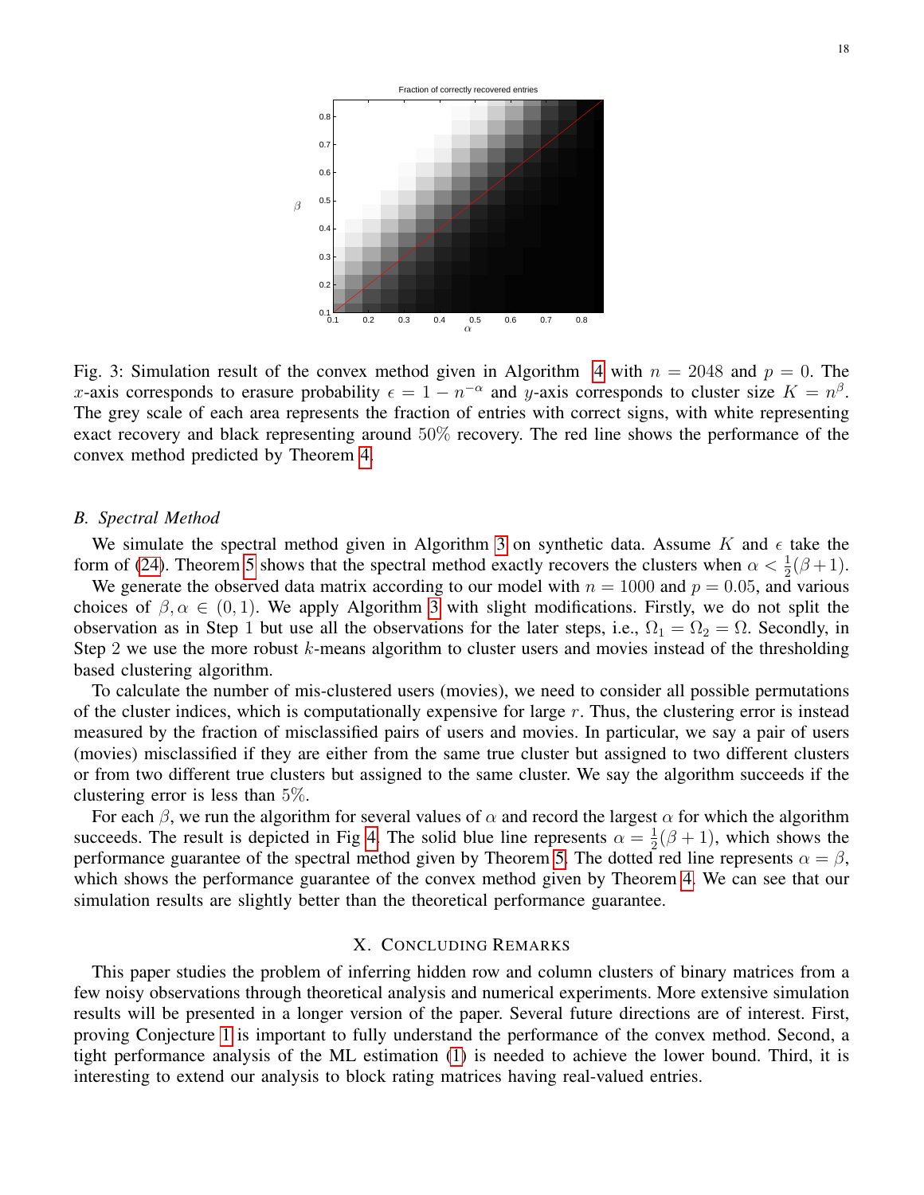Fig. 3: Simulation result of the convex method given in Algorithm 4 with $n = 2048$ and $p = 0$. The $x$-axis corresponds to erasure probability $\epsilon = 1 - n^{-\alpha}$ and $y$-axis corresponds to cluster size $K = n^{\beta}$. The grey scale of each area represents the fraction of entries with correct signs, with white representing exact recovery and black representing around 50% recovery. The red line shows the performance of the convex method predicted by Theorem 4.

### B. Spectral Method

We simulate the spectral method given in Algorithm 3 on synthetic data. Assume $K$ and $\epsilon$ take the form of (24). Theorem 5 shows that the spectral method exactly recovers the clusters when $\alpha < \frac{1}{2}(\beta + 1)$.

We generate the observed data matrix according to our model with $n = 1000$ and $p = 0.05$, and various choices of $\beta, \alpha \in (0, 1)$. We apply Algorithm 3 with slight modifications. Firstly, we do not split the observation as in Step 1 but use all the observations for the later steps, i.e., $\Omega_1 = \Omega_2 = \Omega$. Secondly, in Step 2 we use the more robust $k$-means algorithm to cluster users and movies instead of the thresholding based clustering algorithm.

To calculate the number of mis-clustered users (movies), we need to consider all possible permutations of the cluster indices, which is computationally expensive for large $r$. Thus, the clustering error is instead measured by the fraction of misclassified pairs of users and movies. In particular, we say a pair of users (movies) misclassified if they are either from the same true cluster but assigned to two different clusters or from two different true clusters but assigned to the same cluster. We say the algorithm succeeds if the clustering error is less than 5%.

For each $\beta$, we run the algorithm for several values of $\alpha$ and record the largest $\alpha$ for which the algorithm succeeds. The result is depicted in Fig 4. The solid blue line represents $\alpha = \frac{1}{2}(\beta + 1)$, which shows the performance guarantee of the spectral method given by Theorem 5. The dotted red line represents $\alpha = \beta$, which shows the performance guarantee of the convex method given by Theorem 4. We can see that our simulation results are slightly better than the theoretical performance guarantee.

## X. Concluding Remarks

This paper studies the problem of inferring hidden row and column clusters of binary matrices from a few noisy observations through theoretical analysis and numerical experiments. More extensive simulation results will be presented in a longer version of the paper. Several future directions are of interest. First, proving Conjecture 1 is important to fully understand the performance of the convex method. Second, a tight performance analysis of the ML estimation (1) is needed to achieve the lower bound. Third, it is interesting to extend our analysis to block rating matrices having real-valued entries.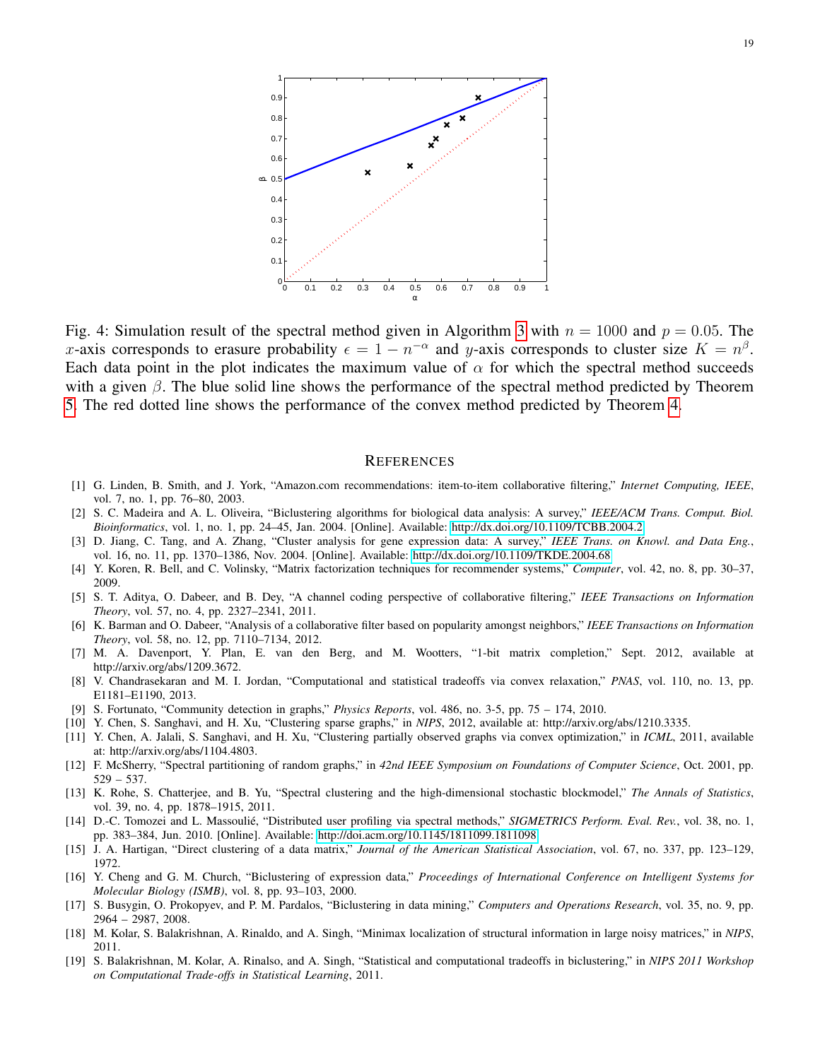Fig. 4: Simulation result of the spectral method given in Algorithm 3 with $n = 1000$ and $p = 0.05$. The $x$-axis corresponds to erasure probability $\epsilon = 1 - n^{-\alpha}$ and $y$-axis corresponds to cluster size $K = n^{\beta}$. Each data point in the plot indicates the maximum value of $\alpha$ for which the spectral method succeeds with a given $\beta$. The blue solid line shows the performance of the spectral method predicted by Theorem 5. The red dotted line shows the performance of the convex method predicted by Theorem 4.

## REFERENCES

[1] G. Linden, B. Smith, and J. York, "Amazon.com recommendations: item-to-item collaborative filtering," *Internet Computing, IEEE*, vol. 7, no. 1, pp. 76–80, 2003.

[2] S. C. Madeira and A. L. Oliveira, "Biclustering algorithms for biological data analysis: A survey," *IEEE/ACM Trans. Comput. Biol. Bioinformatics*, vol. 1, no. 1, pp. 24–45, Jan. 2004. [Online]. Available: http://dx.doi.org/10.1109/TCBB.2004.2

[3] D. Jiang, C. Tang, and A. Zhang, "Cluster analysis for gene expression data: A survey," *IEEE Trans. on Knowl. and Data Eng.*, vol. 16, no. 11, pp. 1370–1386, Nov. 2004. [Online]. Available: http://dx.doi.org/10.1109/TKDE.2004.68

[4] Y. Koren, R. Bell, and C. Volinsky, "Matrix factorization techniques for recommender systems," *Computer*, vol. 42, no. 8, pp. 30–37, 2009.

[5] S. T. Aditya, O. Dabeer, and B. Dey, "A channel coding perspective of collaborative filtering," *IEEE Transactions on Information Theory*, vol. 57, no. 4, pp. 2327–2341, 2011.

[6] K. Barman and O. Dabeer, "Analysis of a collaborative filter based on popularity amongst neighbors," *IEEE Transactions on Information Theory*, vol. 58, no. 12, pp. 7110–7134, 2012.

[7] M. A. Davenport, Y. Plan, E. van den Berg, and M. Wootters, "1-bit matrix completion," Sept. 2012, available at http://arxiv.org/abs/1209.3672.

[8] V. Chandrasekaran and M. I. Jordan, "Computational and statistical tradeoffs via convex relaxation," *PNAS*, vol. 110, no. 13, pp. E1181–E1190, 2013.

[9] S. Fortunato, "Community detection in graphs," *Physics Reports*, vol. 486, no. 3-5, pp. 75 – 174, 2010.

[10] Y. Chen, S. Sanghavi, and H. Xu, "Clustering sparse graphs," in *NIPS*, 2012, available at: http://arxiv.org/abs/1210.3335.

[11] Y. Chen, A. Jalali, S. Sanghavi, and H. Xu, "Clustering partially observed graphs via convex optimization," in *ICML*, 2011, available at: http://arxiv.org/abs/1104.4803.

[12] F. McSherry, "Spectral partitioning of random graphs," in *42nd IEEE Symposium on Foundations of Computer Science*, Oct. 2001, pp. 529 – 537.

[13] K. Rohe, S. Chatterjee, and B. Yu, "Spectral clustering and the high-dimensional stochastic blockmodel," *The Annals of Statistics*, vol. 39, no. 4, pp. 1878–1915, 2011.

[14] D.-C. Tomozei and L. Massoulié, "Distributed user profiling via spectral methods," *SIGMETRICS Perform. Eval. Rev.*, vol. 38, no. 1, pp. 383–384, Jun. 2010. [Online]. Available: http://doi.acm.org/10.1145/1811099.1811098

[15] J. A. Hartigan, "Direct clustering of a data matrix," *Journal of the American Statistical Association*, vol. 67, no. 337, pp. 123–129, 1972.

[16] Y. Cheng and G. M. Church, "Biclustering of expression data," *Proceedings of International Conference on Intelligent Systems for Molecular Biology (ISMB)*, vol. 8, pp. 93–103, 2000.

[17] S. Busygin, O. Prokopyev, and P. M. Pardalos, "Biclustering in data mining," *Computers and Operations Research*, vol. 35, no. 9, pp. 2964 – 2987, 2008.

[18] M. Kolar, S. Balakrishnan, A. Rinaldo, and A. Singh, "Minimax localization of structural information in large noisy matrices," in *NIPS*, 2011.

[19] S. Balakrishnan, M. Kolar, A. Rinalso, and A. Singh, "Statistical and computational tradeoffs in biclustering," in *NIPS 2011 Workshop on Computational Trade-offs in Statistical Learning*, 2011.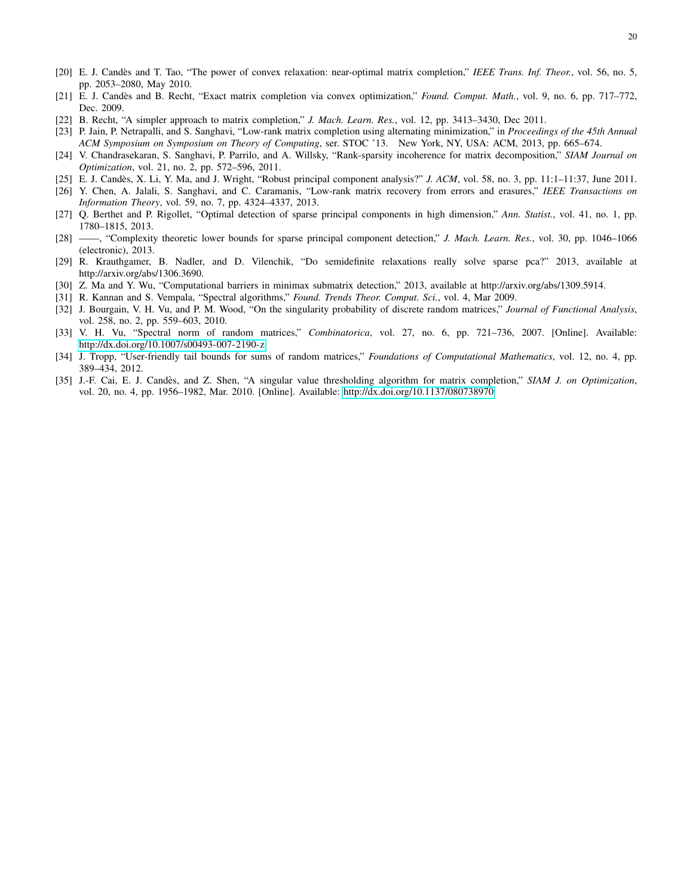[20] E. J. Candès and T. Tao, "The power of convex relaxation: near-optimal matrix completion," *IEEE Trans. Inf. Theor.*, vol. 56, no. 5, pp. 2053–2080, May 2010.

[21] E. J. Candès and B. Recht, "Exact matrix completion via convex optimization," *Found. Comput. Math.*, vol. 9, no. 6, pp. 717–772, Dec. 2009.

[22] B. Recht, "A simpler approach to matrix completion," *J. Mach. Learn. Res.*, vol. 12, pp. 3413–3430, Dec 2011.

[23] P. Jain, P. Netrapalli, and S. Sanghavi, "Low-rank matrix completion using alternating minimization," in *Proceedings of the 45th Annual ACM Symposium on Symposium on Theory of Computing*, ser. STOC '13. New York, NY, USA: ACM, 2013, pp. 665–674.

[24] V. Chandrasekaran, S. Sanghavi, P. Parrilo, and A. Willsky, "Rank-sparsity incoherence for matrix decomposition," *SIAM Journal on Optimization*, vol. 21, no. 2, pp. 572–596, 2011.

[25] E. J. Candès, X. Li, Y. Ma, and J. Wright, "Robust principal component analysis?" *J. ACM*, vol. 58, no. 3, pp. 11:1–11:37, June 2011.

[26] Y. Chen, A. Jalali, S. Sanghavi, and C. Caramanis, "Low-rank matrix recovery from errors and erasures," *IEEE Transactions on Information Theory*, vol. 59, no. 7, pp. 4324–4337, 2013.

[27] Q. Berthet and P. Rigollet, "Optimal detection of sparse principal components in high dimension," *Ann. Statist.*, vol. 41, no. 1, pp. 1780–1815, 2013.

[28] ——, "Complexity theoretic lower bounds for sparse principal component detection," *J. Mach. Learn. Res.*, vol. 30, pp. 1046–1066 (electronic), 2013.

[29] R. Krauthgamer, B. Nadler, and D. Vilenchik, "Do semidefinite relaxations really solve sparse pca?" 2013, available at http://arxiv.org/abs/1306.3690.

[30] Z. Ma and Y. Wu, "Computational barriers in minimax submatrix detection," 2013, available at http://arxiv.org/abs/1309.5914.

[31] R. Kannan and S. Vempala, "Spectral algorithms," *Found. Trends Theor. Comput. Sci.*, vol. 4, Mar 2009.

[32] J. Bourgain, V. H. Vu, and P. M. Wood, "On the singularity probability of discrete random matrices," *Journal of Functional Analysis*, vol. 258, no. 2, pp. 559–603, 2010.

[33] V. H. Vu, "Spectral norm of random matrices," *Combinatorica*, vol. 27, no. 6, pp. 721–736, 2007. [Online]. Available: http://dx.doi.org/10.1007/s00493-007-2190-z

[34] J. Tropp, "User-friendly tail bounds for sums of random matrices," *Foundations of Computational Mathematics*, vol. 12, no. 4, pp. 389–434, 2012.

[35] J.-F. Cai, E. J. Candès, and Z. Shen, "A singular value thresholding algorithm for matrix completion," *SIAM J. on Optimization*, vol. 20, no. 4, pp. 1956–1982, Mar. 2010. [Online]. Available: http://dx.doi.org/10.1137/080738970